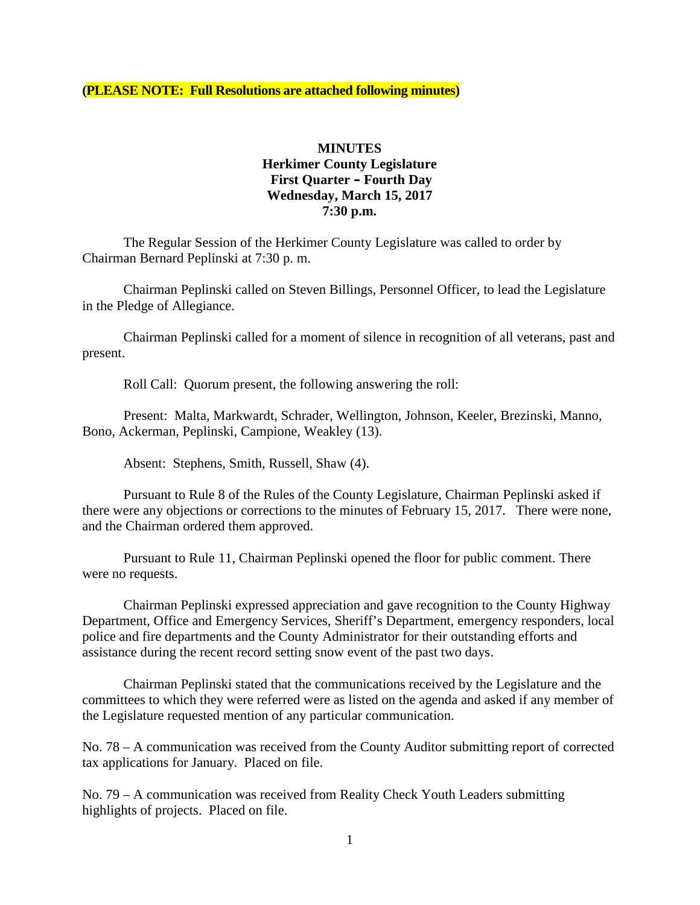**(PLEASE NOTE: Full Resolutions are attached following minutes)**

# MINUTES
## Herkimer County Legislature
### First Quarter – Fourth Day
### Wednesday, March 15, 2017
### 7:30 p.m.

The Regular Session of the Herkimer County Legislature was called to order by Chairman Bernard Peplinski at 7:30 p. m.

Chairman Peplinski called on Steven Billings, Personnel Officer, to lead the Legislature in the Pledge of Allegiance.

Chairman Peplinski called for a moment of silence in recognition of all veterans, past and present.

Roll Call: Quorum present, the following answering the roll:

Present: Malta, Markwardt, Schrader, Wellington, Johnson, Keeler, Brezinski, Manno, Bono, Ackerman, Peplinski, Campione, Weakley (13).

Absent: Stephens, Smith, Russell, Shaw (4).

Pursuant to Rule 8 of the Rules of the County Legislature, Chairman Peplinski asked if there were any objections or corrections to the minutes of February 15, 2017. There were none, and the Chairman ordered them approved.

Pursuant to Rule 11, Chairman Peplinski opened the floor for public comment. There were no requests.

Chairman Peplinski expressed appreciation and gave recognition to the County Highway Department, Office and Emergency Services, Sheriff's Department, emergency responders, local police and fire departments and the County Administrator for their outstanding efforts and assistance during the recent record setting snow event of the past two days.

Chairman Peplinski stated that the communications received by the Legislature and the committees to which they were referred were as listed on the agenda and asked if any member of the Legislature requested mention of any particular communication.

No. 78 – A communication was received from the County Auditor submitting report of corrected tax applications for January. Placed on file.

No. 79 – A communication was received from Reality Check Youth Leaders submitting highlights of projects. Placed on file.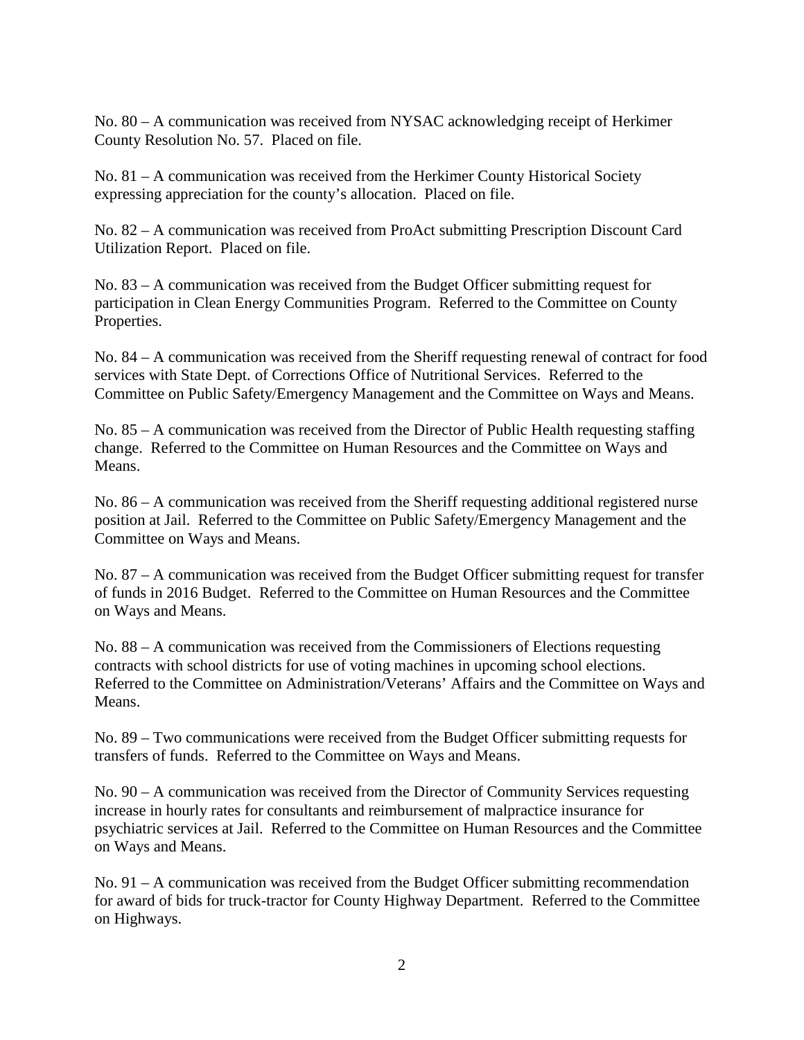No. 80 – A communication was received from NYSAC acknowledging receipt of Herkimer County Resolution No. 57. Placed on file.

No. 81 – A communication was received from the Herkimer County Historical Society expressing appreciation for the county's allocation. Placed on file.

No. 82 – A communication was received from ProAct submitting Prescription Discount Card Utilization Report. Placed on file.

No. 83 – A communication was received from the Budget Officer submitting request for participation in Clean Energy Communities Program. Referred to the Committee on County Properties.

No. 84 – A communication was received from the Sheriff requesting renewal of contract for food services with State Dept. of Corrections Office of Nutritional Services. Referred to the Committee on Public Safety/Emergency Management and the Committee on Ways and Means.

No. 85 – A communication was received from the Director of Public Health requesting staffing change. Referred to the Committee on Human Resources and the Committee on Ways and Means.

No. 86 – A communication was received from the Sheriff requesting additional registered nurse position at Jail. Referred to the Committee on Public Safety/Emergency Management and the Committee on Ways and Means.

No. 87 – A communication was received from the Budget Officer submitting request for transfer of funds in 2016 Budget. Referred to the Committee on Human Resources and the Committee on Ways and Means.

No. 88 – A communication was received from the Commissioners of Elections requesting contracts with school districts for use of voting machines in upcoming school elections. Referred to the Committee on Administration/Veterans' Affairs and the Committee on Ways and Means.

No. 89 – Two communications were received from the Budget Officer submitting requests for transfers of funds. Referred to the Committee on Ways and Means.

No. 90 – A communication was received from the Director of Community Services requesting increase in hourly rates for consultants and reimbursement of malpractice insurance for psychiatric services at Jail. Referred to the Committee on Human Resources and the Committee on Ways and Means.

No. 91 – A communication was received from the Budget Officer submitting recommendation for award of bids for truck-tractor for County Highway Department. Referred to the Committee on Highways.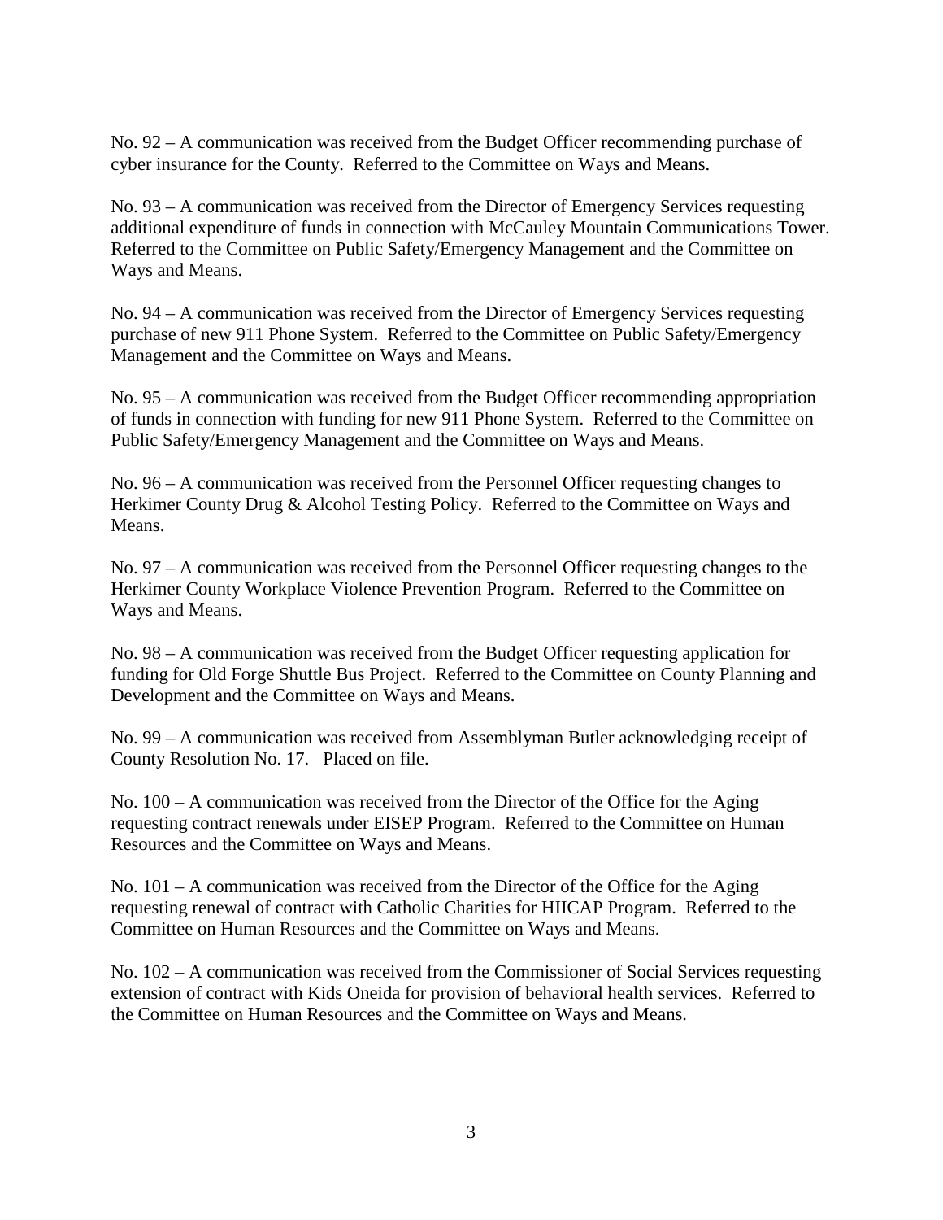No. 92 – A communication was received from the Budget Officer recommending purchase of cyber insurance for the County. Referred to the Committee on Ways and Means.

No. 93 – A communication was received from the Director of Emergency Services requesting additional expenditure of funds in connection with McCauley Mountain Communications Tower. Referred to the Committee on Public Safety/Emergency Management and the Committee on Ways and Means.

No. 94 – A communication was received from the Director of Emergency Services requesting purchase of new 911 Phone System. Referred to the Committee on Public Safety/Emergency Management and the Committee on Ways and Means.

No. 95 – A communication was received from the Budget Officer recommending appropriation of funds in connection with funding for new 911 Phone System. Referred to the Committee on Public Safety/Emergency Management and the Committee on Ways and Means.

No. 96 – A communication was received from the Personnel Officer requesting changes to Herkimer County Drug & Alcohol Testing Policy. Referred to the Committee on Ways and Means.

No. 97 – A communication was received from the Personnel Officer requesting changes to the Herkimer County Workplace Violence Prevention Program. Referred to the Committee on Ways and Means.

No. 98 – A communication was received from the Budget Officer requesting application for funding for Old Forge Shuttle Bus Project. Referred to the Committee on County Planning and Development and the Committee on Ways and Means.

No. 99 – A communication was received from Assemblyman Butler acknowledging receipt of County Resolution No. 17. Placed on file.

No. 100 – A communication was received from the Director of the Office for the Aging requesting contract renewals under EISEP Program. Referred to the Committee on Human Resources and the Committee on Ways and Means.

No. 101 – A communication was received from the Director of the Office for the Aging requesting renewal of contract with Catholic Charities for HIICAP Program. Referred to the Committee on Human Resources and the Committee on Ways and Means.

No. 102 – A communication was received from the Commissioner of Social Services requesting extension of contract with Kids Oneida for provision of behavioral health services. Referred to the Committee on Human Resources and the Committee on Ways and Means.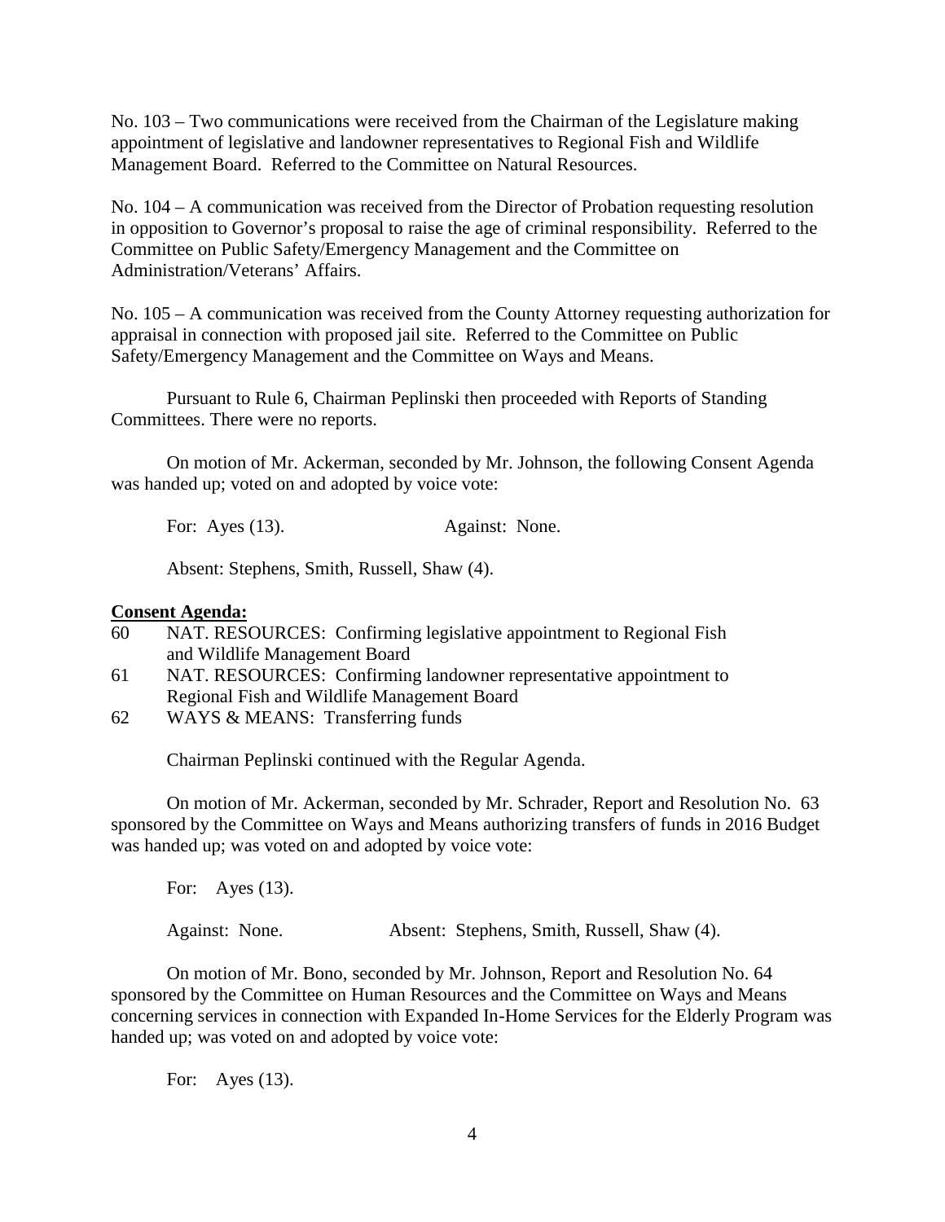No. 103 – Two communications were received from the Chairman of the Legislature making appointment of legislative and landowner representatives to Regional Fish and Wildlife Management Board. Referred to the Committee on Natural Resources.

No. 104 – A communication was received from the Director of Probation requesting resolution in opposition to Governor's proposal to raise the age of criminal responsibility. Referred to the Committee on Public Safety/Emergency Management and the Committee on Administration/Veterans' Affairs.

No. 105 – A communication was received from the County Attorney requesting authorization for appraisal in connection with proposed jail site. Referred to the Committee on Public Safety/Emergency Management and the Committee on Ways and Means.

Pursuant to Rule 6, Chairman Peplinski then proceeded with Reports of Standing Committees. There were no reports.

On motion of Mr. Ackerman, seconded by Mr. Johnson, the following Consent Agenda was handed up; voted on and adopted by voice vote:

For: Ayes (13). Against: None.

Absent: Stephens, Smith, Russell, Shaw (4).

**Consent Agenda:**

60 NAT. RESOURCES: Confirming legislative appointment to Regional Fish and Wildlife Management Board

61 NAT. RESOURCES: Confirming landowner representative appointment to Regional Fish and Wildlife Management Board

62 WAYS & MEANS: Transferring funds

Chairman Peplinski continued with the Regular Agenda.

On motion of Mr. Ackerman, seconded by Mr. Schrader, Report and Resolution No. 63 sponsored by the Committee on Ways and Means authorizing transfers of funds in 2016 Budget was handed up; was voted on and adopted by voice vote:

For: Ayes (13).

Against: None. Absent: Stephens, Smith, Russell, Shaw (4).

On motion of Mr. Bono, seconded by Mr. Johnson, Report and Resolution No. 64 sponsored by the Committee on Human Resources and the Committee on Ways and Means concerning services in connection with Expanded In-Home Services for the Elderly Program was handed up; was voted on and adopted by voice vote:

For: Ayes (13).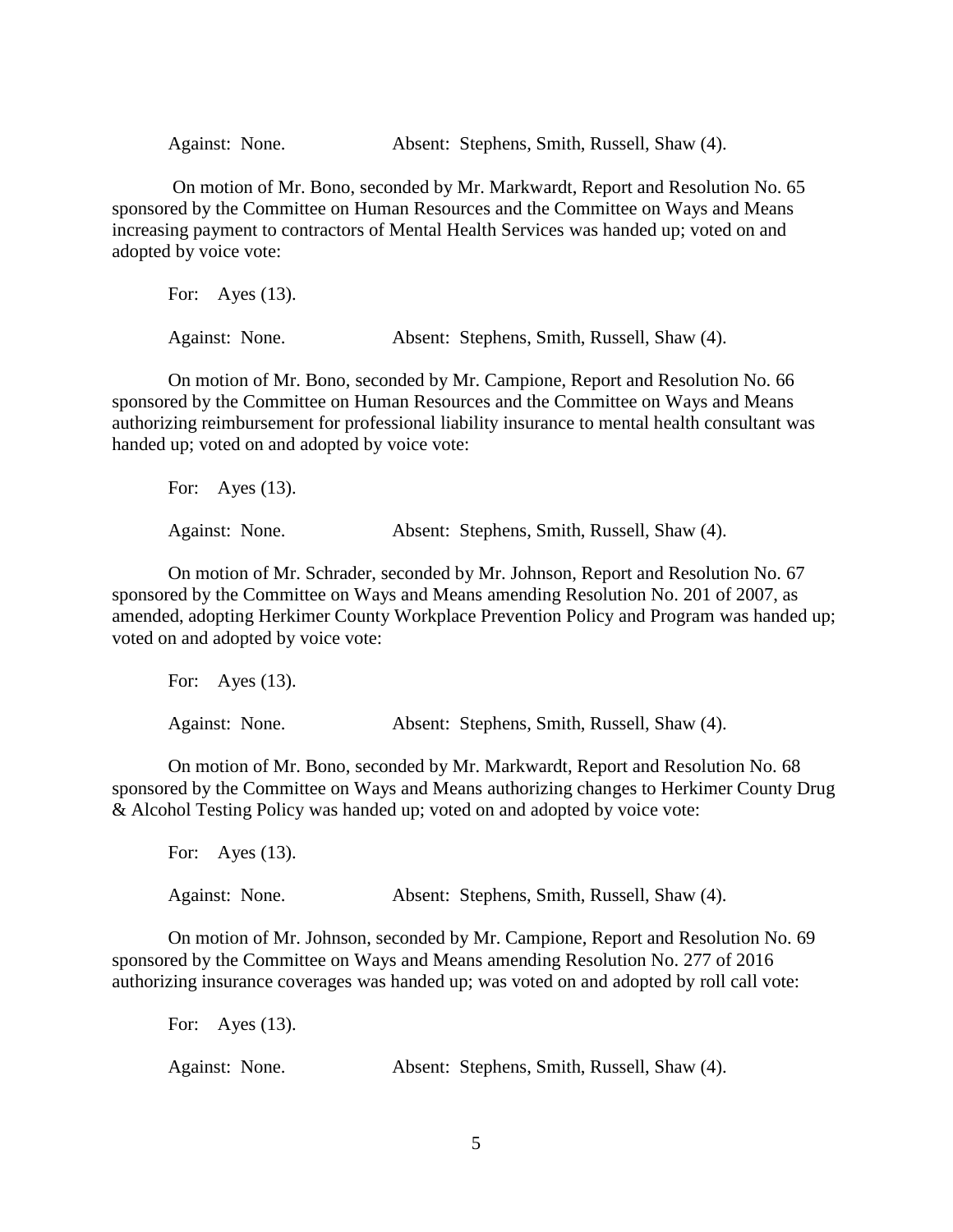Against: None. Absent: Stephens, Smith, Russell, Shaw (4).

On motion of Mr. Bono, seconded by Mr. Markwardt, Report and Resolution No. 65 sponsored by the Committee on Human Resources and the Committee on Ways and Means increasing payment to contractors of Mental Health Services was handed up; voted on and adopted by voice vote:

For: Ayes (13).

Against: None. Absent: Stephens, Smith, Russell, Shaw (4).

On motion of Mr. Bono, seconded by Mr. Campione, Report and Resolution No. 66 sponsored by the Committee on Human Resources and the Committee on Ways and Means authorizing reimbursement for professional liability insurance to mental health consultant was handed up; voted on and adopted by voice vote:

For: Ayes (13).

Against: None. Absent: Stephens, Smith, Russell, Shaw (4).

On motion of Mr. Schrader, seconded by Mr. Johnson, Report and Resolution No. 67 sponsored by the Committee on Ways and Means amending Resolution No. 201 of 2007, as amended, adopting Herkimer County Workplace Prevention Policy and Program was handed up; voted on and adopted by voice vote:

For: Ayes (13).

Against: None. Absent: Stephens, Smith, Russell, Shaw (4).

On motion of Mr. Bono, seconded by Mr. Markwardt, Report and Resolution No. 68 sponsored by the Committee on Ways and Means authorizing changes to Herkimer County Drug & Alcohol Testing Policy was handed up; voted on and adopted by voice vote:

For: Ayes (13).

Against: None. Absent: Stephens, Smith, Russell, Shaw (4).

On motion of Mr. Johnson, seconded by Mr. Campione, Report and Resolution No. 69 sponsored by the Committee on Ways and Means amending Resolution No. 277 of 2016 authorizing insurance coverages was handed up; was voted on and adopted by roll call vote:

For: Ayes (13).

Against: None. Absent: Stephens, Smith, Russell, Shaw (4).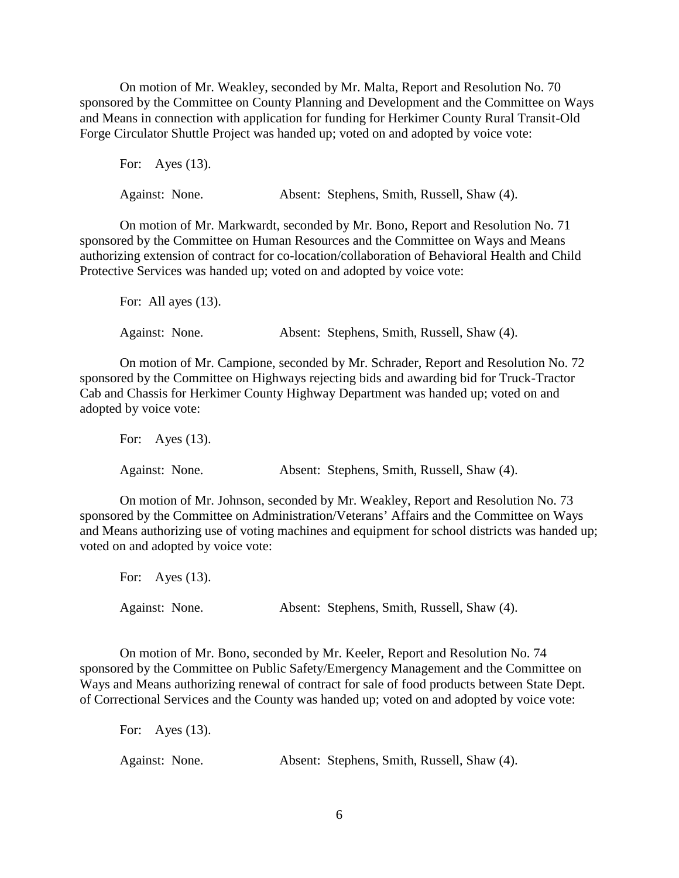On motion of Mr. Weakley, seconded by Mr. Malta, Report and Resolution No. 70 sponsored by the Committee on County Planning and Development and the Committee on Ways and Means in connection with application for funding for Herkimer County Rural Transit-Old Forge Circulator Shuttle Project was handed up; voted on and adopted by voice vote:

For: Ayes (13).

Against: None. Absent: Stephens, Smith, Russell, Shaw (4).

On motion of Mr. Markwardt, seconded by Mr. Bono, Report and Resolution No. 71 sponsored by the Committee on Human Resources and the Committee on Ways and Means authorizing extension of contract for co-location/collaboration of Behavioral Health and Child Protective Services was handed up; voted on and adopted by voice vote:

For: All ayes (13).

Against: None. Absent: Stephens, Smith, Russell, Shaw (4).

On motion of Mr. Campione, seconded by Mr. Schrader, Report and Resolution No. 72 sponsored by the Committee on Highways rejecting bids and awarding bid for Truck-Tractor Cab and Chassis for Herkimer County Highway Department was handed up; voted on and adopted by voice vote:

For: Ayes (13).

Against: None. Absent: Stephens, Smith, Russell, Shaw (4).

On motion of Mr. Johnson, seconded by Mr. Weakley, Report and Resolution No. 73 sponsored by the Committee on Administration/Veterans' Affairs and the Committee on Ways and Means authorizing use of voting machines and equipment for school districts was handed up; voted on and adopted by voice vote:

For: Ayes (13).

Against: None. Absent: Stephens, Smith, Russell, Shaw (4).

On motion of Mr. Bono, seconded by Mr. Keeler, Report and Resolution No. 74 sponsored by the Committee on Public Safety/Emergency Management and the Committee on Ways and Means authorizing renewal of contract for sale of food products between State Dept. of Correctional Services and the County was handed up; voted on and adopted by voice vote:

For: Ayes (13).

Against: None. Absent: Stephens, Smith, Russell, Shaw (4).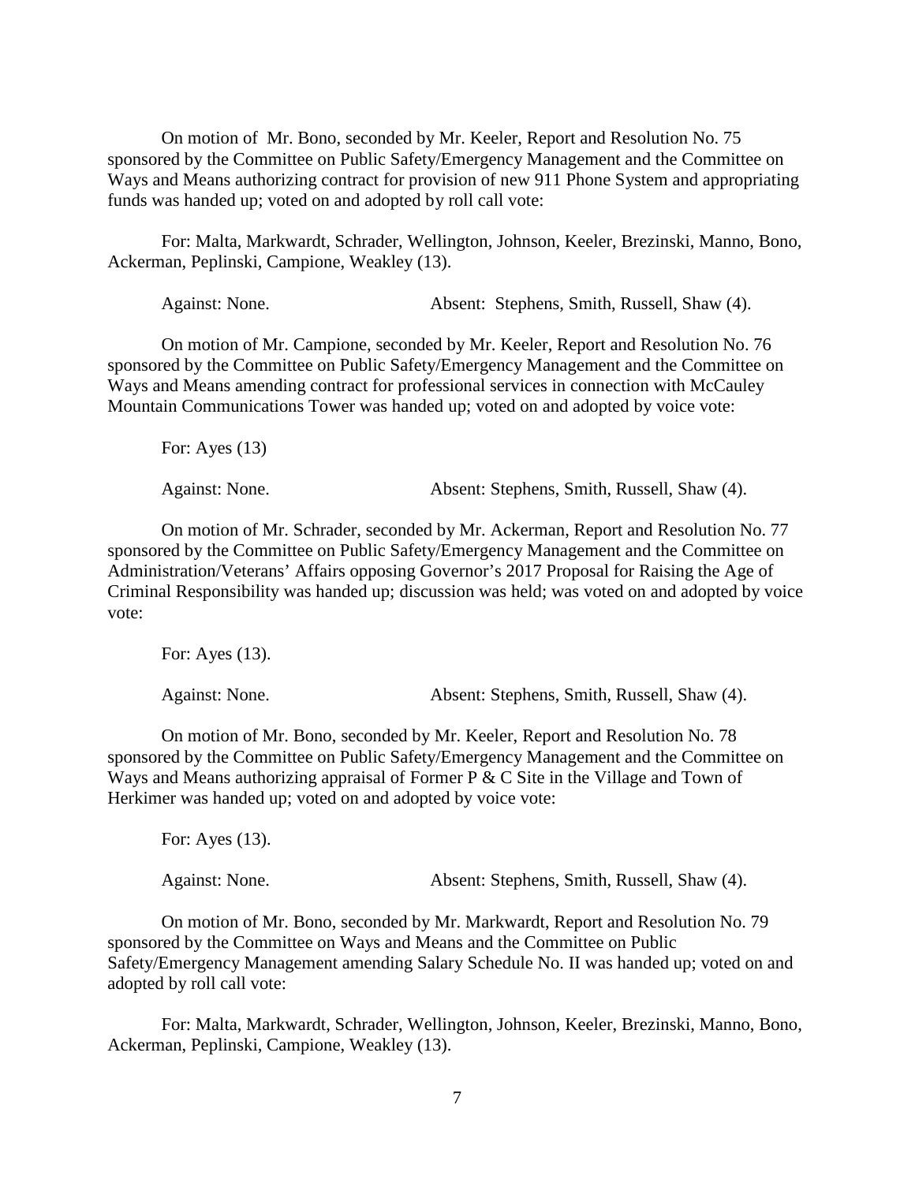On motion of Mr. Bono, seconded by Mr. Keeler, Report and Resolution No. 75 sponsored by the Committee on Public Safety/Emergency Management and the Committee on Ways and Means authorizing contract for provision of new 911 Phone System and appropriating funds was handed up; voted on and adopted by roll call vote:

For: Malta, Markwardt, Schrader, Wellington, Johnson, Keeler, Brezinski, Manno, Bono, Ackerman, Peplinski, Campione, Weakley (13).

Against: None. Absent: Stephens, Smith, Russell, Shaw (4).

On motion of Mr. Campione, seconded by Mr. Keeler, Report and Resolution No. 76 sponsored by the Committee on Public Safety/Emergency Management and the Committee on Ways and Means amending contract for professional services in connection with McCauley Mountain Communications Tower was handed up; voted on and adopted by voice vote:

For: Ayes (13)

Against: None. Absent: Stephens, Smith, Russell, Shaw (4).

On motion of Mr. Schrader, seconded by Mr. Ackerman, Report and Resolution No. 77 sponsored by the Committee on Public Safety/Emergency Management and the Committee on Administration/Veterans' Affairs opposing Governor's 2017 Proposal for Raising the Age of Criminal Responsibility was handed up; discussion was held; was voted on and adopted by voice vote:

For: Ayes (13).

Against: None. Absent: Stephens, Smith, Russell, Shaw (4).

On motion of Mr. Bono, seconded by Mr. Keeler, Report and Resolution No. 78 sponsored by the Committee on Public Safety/Emergency Management and the Committee on Ways and Means authorizing appraisal of Former P & C Site in the Village and Town of Herkimer was handed up; voted on and adopted by voice vote:

For: Ayes (13).

Against: None. Absent: Stephens, Smith, Russell, Shaw (4).

On motion of Mr. Bono, seconded by Mr. Markwardt, Report and Resolution No. 79 sponsored by the Committee on Ways and Means and the Committee on Public Safety/Emergency Management amending Salary Schedule No. II was handed up; voted on and adopted by roll call vote:

For: Malta, Markwardt, Schrader, Wellington, Johnson, Keeler, Brezinski, Manno, Bono, Ackerman, Peplinski, Campione, Weakley (13).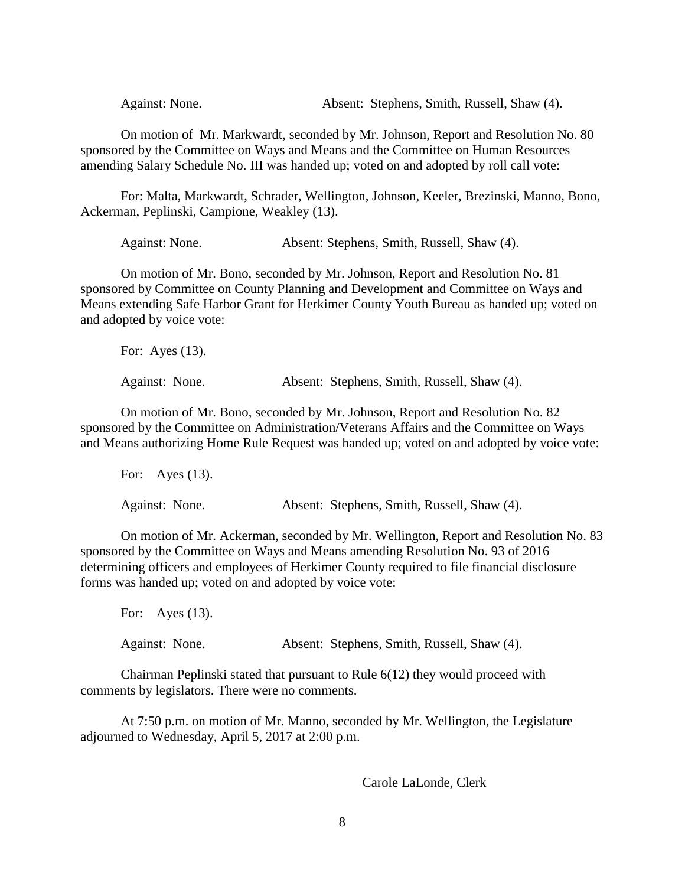Against: None. Absent: Stephens, Smith, Russell, Shaw (4).

On motion of Mr. Markwardt, seconded by Mr. Johnson, Report and Resolution No. 80 sponsored by the Committee on Ways and Means and the Committee on Human Resources amending Salary Schedule No. III was handed up; voted on and adopted by roll call vote:

For: Malta, Markwardt, Schrader, Wellington, Johnson, Keeler, Brezinski, Manno, Bono, Ackerman, Peplinski, Campione, Weakley (13).

Against: None. Absent: Stephens, Smith, Russell, Shaw (4).

On motion of Mr. Bono, seconded by Mr. Johnson, Report and Resolution No. 81 sponsored by Committee on County Planning and Development and Committee on Ways and Means extending Safe Harbor Grant for Herkimer County Youth Bureau as handed up; voted on and adopted by voice vote:

For: Ayes (13).

Against: None. Absent: Stephens, Smith, Russell, Shaw (4).

On motion of Mr. Bono, seconded by Mr. Johnson, Report and Resolution No. 82 sponsored by the Committee on Administration/Veterans Affairs and the Committee on Ways and Means authorizing Home Rule Request was handed up; voted on and adopted by voice vote:

For: Ayes (13).

Against: None. Absent: Stephens, Smith, Russell, Shaw (4).

On motion of Mr. Ackerman, seconded by Mr. Wellington, Report and Resolution No. 83 sponsored by the Committee on Ways and Means amending Resolution No. 93 of 2016 determining officers and employees of Herkimer County required to file financial disclosure forms was handed up; voted on and adopted by voice vote:

For: Ayes (13).

Against: None. Absent: Stephens, Smith, Russell, Shaw (4).

Chairman Peplinski stated that pursuant to Rule 6(12) they would proceed with comments by legislators. There were no comments.

At 7:50 p.m. on motion of Mr. Manno, seconded by Mr. Wellington, the Legislature adjourned to Wednesday, April 5, 2017 at 2:00 p.m.

Carole LaLonde, Clerk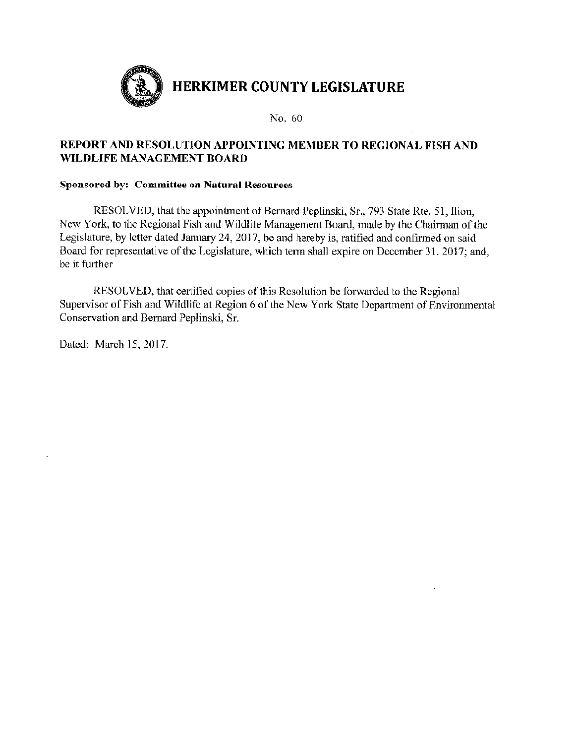# HERKIMER COUNTY LEGISLATURE

No. 60

## REPORT AND RESOLUTION APPOINTING MEMBER TO REGIONAL FISH AND WILDLIFE MANAGEMENT BOARD

**Sponsored by: Committee on Natural Resources**

RESOLVED, that the appointment of Bernard Peplinski, Sr., 793 State Rte. 51, Ilion, New York, to the Regional Fish and Wildlife Management Board, made by the Chairman of the Legislature, by letter dated January 24, 2017, be and hereby is, ratified and confirmed on said Board for representative of the Legislature, which term shall expire on December 31, 2017; and, be it further

RESOLVED, that certified copies of this Resolution be forwarded to the Regional Supervisor of Fish and Wildlife at Region 6 of the New York State Department of Environmental Conservation and Bernard Peplinski, Sr.

Dated: March 15, 2017.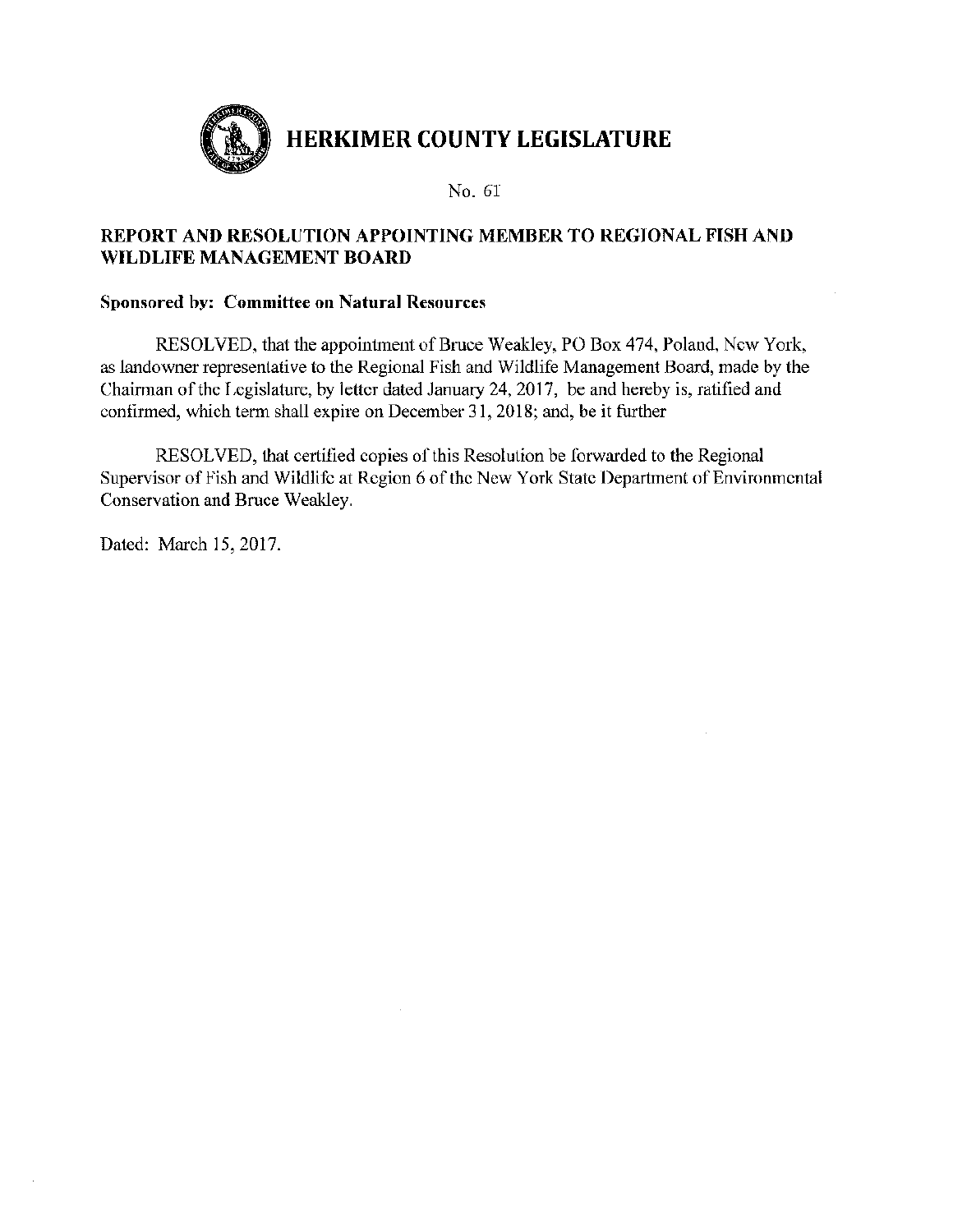# HERKIMER COUNTY LEGISLATURE

No. 61

## REPORT AND RESOLUTION APPOINTING MEMBER TO REGIONAL FISH AND WILDLIFE MANAGEMENT BOARD

**Sponsored by: Committee on Natural Resources**

RESOLVED, that the appointment of Bruce Weakley, PO Box 474, Poland, New York, as landowner representative to the Regional Fish and Wildlife Management Board, made by the Chairman of the Legislature, by letter dated January 24, 2017, be and hereby is, ratified and confirmed, which term shall expire on December 31, 2018; and, be it further

RESOLVED, that certified copies of this Resolution be forwarded to the Regional Supervisor of Fish and Wildlife at Region 6 of the New York State Department of Environmental Conservation and Bruce Weakley.

Dated: March 15, 2017.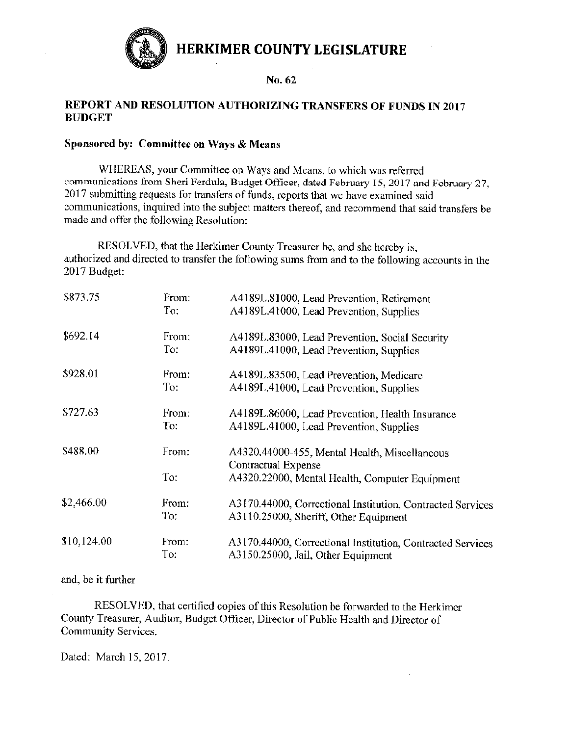# HERKIMER COUNTY LEGISLATURE

**No. 62**

## REPORT AND RESOLUTION AUTHORIZING TRANSFERS OF FUNDS IN 2017 BUDGET

**Sponsored by: Committee on Ways & Means**

WHEREAS, your Committee on Ways and Means, to which was referred communications from Sheri Ferdula, Budget Officer, dated February 15, 2017 and February 27, 2017 submitting requests for transfers of funds, reports that we have examined said communications, inquired into the subject matters thereof, and recommend that said transfers be made and offer the following Resolution:

RESOLVED, that the Herkimer County Treasurer be, and she hereby is, authorized and directed to transfer the following sums from and to the following accounts in the 2017 Budget:

| | | |
|---|---|---|
| $873.75 | From: | A4189L.81000, Lead Prevention, Retirement |
| | To: | A4189L.41000, Lead Prevention, Supplies |
| $692.14 | From: | A4189L.83000, Lead Prevention, Social Security |
| | To: | A4189L.41000, Lead Prevention, Supplies |
| $928.01 | From: | A4189L.83500, Lead Prevention, Medicare |
| | To: | A4189L.41000, Lead Prevention, Supplies |
| $727.63 | From: | A4189L.86000, Lead Prevention, Health Insurance |
| | To: | A4189L.41000, Lead Prevention, Supplies |
| $488.00 | From: | A4320.44000-455, Mental Health, Miscellaneous Contractual Expense |
| | To: | A4320.22000, Mental Health, Computer Equipment |
| $2,466.00 | From: | A3170.44000, Correctional Institution, Contracted Services |
| | To: | A3110.25000, Sheriff, Other Equipment |
| $10,124.00 | From: | A3170.44000, Correctional Institution, Contracted Services |
| | To: | A3150.25000, Jail, Other Equipment |

and, be it further

RESOLVED, that certified copies of this Resolution be forwarded to the Herkimer County Treasurer, Auditor, Budget Officer, Director of Public Health and Director of Community Services.

Dated: March 15, 2017.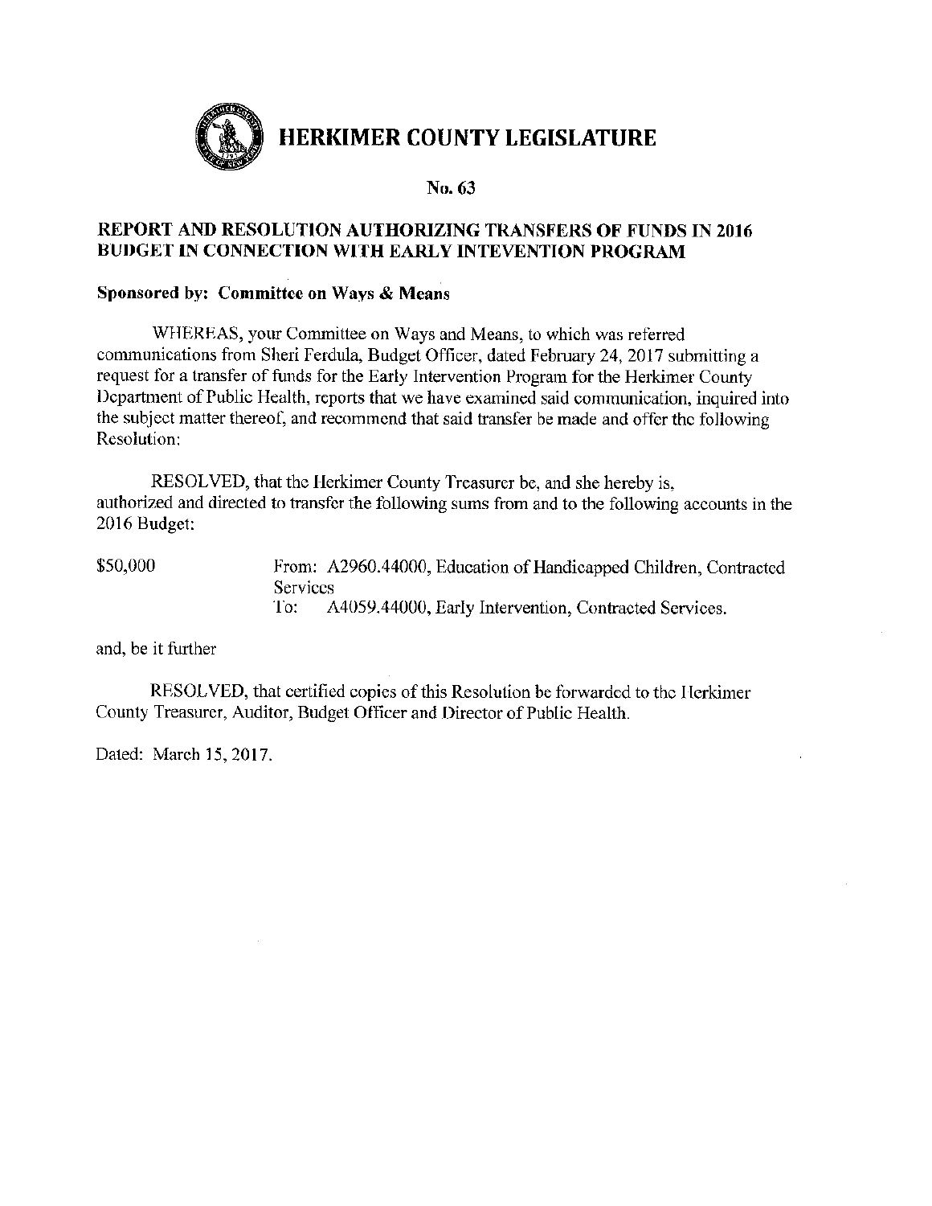# HERKIMER COUNTY LEGISLATURE

**No. 63**

**REPORT AND RESOLUTION AUTHORIZING TRANSFERS OF FUNDS IN 2016 BUDGET IN CONNECTION WITH EARLY INTEVENTION PROGRAM**

**Sponsored by: Committee on Ways & Means**

WHEREAS, your Committee on Ways and Means, to which was referred communications from Sheri Ferdula, Budget Officer, dated February 24, 2017 submitting a request for a transfer of funds for the Early Intervention Program for the Herkimer County Department of Public Health, reports that we have examined said communication, inquired into the subject matter thereof, and recommend that said transfer be made and offer the following Resolution:

RESOLVED, that the Herkimer County Treasurer be, and she hereby is, authorized and directed to transfer the following sums from and to the following accounts in the 2016 Budget:

$50,000 From: A2960.44000, Education of Handicapped Children, Contracted Services
To: A4059.44000, Early Intervention, Contracted Services.

and, be it further

RESOLVED, that certified copies of this Resolution be forwarded to the Herkimer County Treasurer, Auditor, Budget Officer and Director of Public Health.

Dated: March 15, 2017.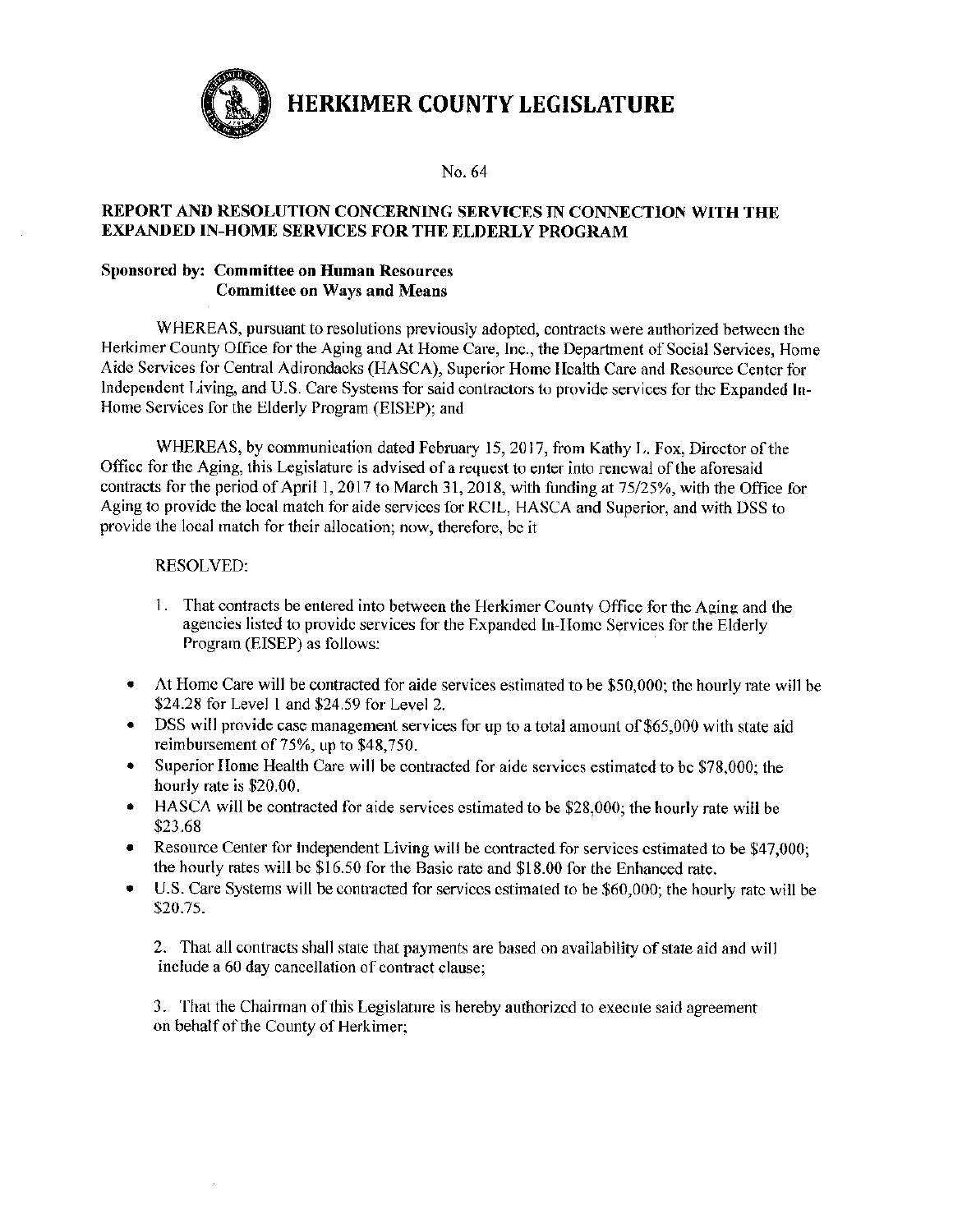# HERKIMER COUNTY LEGISLATURE

No. 64

**REPORT AND RESOLUTION CONCERNING SERVICES IN CONNECTION WITH THE EXPANDED IN-HOME SERVICES FOR THE ELDERLY PROGRAM**

**Sponsored by: Committee on Human Resources**
**Committee on Ways and Means**

WHEREAS, pursuant to resolutions previously adopted, contracts were authorized between the Herkimer County Office for the Aging and At Home Care, Inc., the Department of Social Services, Home Aide Services for Central Adirondacks (HASCA), Superior Home Health Care and Resource Center for Independent Living, and U.S. Care Systems for said contractors to provide services for the Expanded In-Home Services for the Elderly Program (EISEP); and

WHEREAS, by communication dated February 15, 2017, from Kathy L. Fox, Director of the Office for the Aging, this Legislature is advised of a request to enter into renewal of the aforesaid contracts for the period of April 1, 2017 to March 31, 2018, with funding at 75/25%, with the Office for Aging to provide the local match for aide services for RCIL, HASCA and Superior, and with DSS to provide the local match for their allocation; now, therefore, be it

RESOLVED:

1. That contracts be entered into between the Herkimer County Office for the Aging and the agencies listed to provide services for the Expanded In-Home Services for the Elderly Program (EISEP) as follows:

- At Home Care will be contracted for aide services estimated to be $50,000; the hourly rate will be $24.28 for Level 1 and $24.59 for Level 2.
- DSS will provide case management services for up to a total amount of $65,000 with state aid reimbursement of 75%, up to $48,750.
- Superior Home Health Care will be contracted for aide services estimated to be $78,000; the hourly rate is $20.00.
- HASCA will be contracted for aide services estimated to be $28,000; the hourly rate will be $23.68
- Resource Center for Independent Living will be contracted for services estimated to be $47,000; the hourly rates will be $16.50 for the Basic rate and $18.00 for the Enhanced rate.
- U.S. Care Systems will be contracted for services estimated to be $60,000; the hourly rate will be $20.75.

2. That all contracts shall state that payments are based on availability of state aid and will include a 60 day cancellation of contract clause;

3. That the Chairman of this Legislature is hereby authorized to execute said agreement on behalf of the County of Herkimer;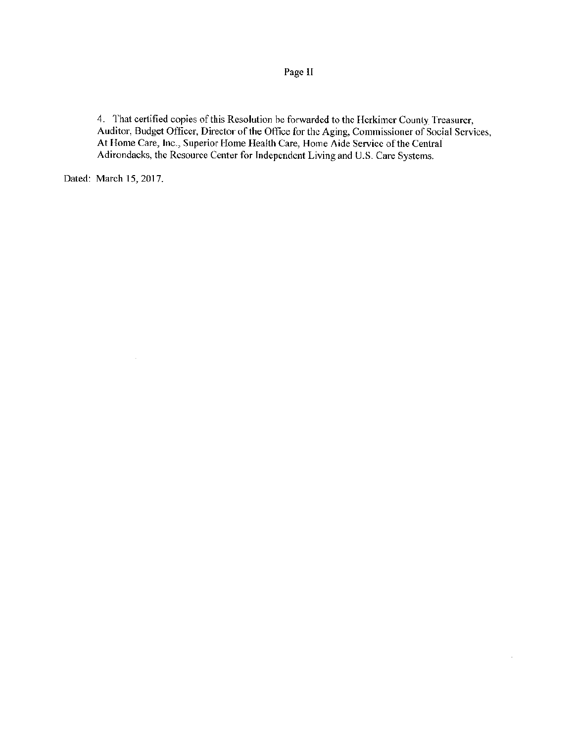4. That certified copies of this Resolution be forwarded to the Herkimer County Treasurer, Auditor, Budget Officer, Director of the Office for the Aging, Commissioner of Social Services, At Home Care, Inc., Superior Home Health Care, Home Aide Service of the Central Adirondacks, the Resource Center for Independent Living and U.S. Care Systems.

Dated: March 15, 2017.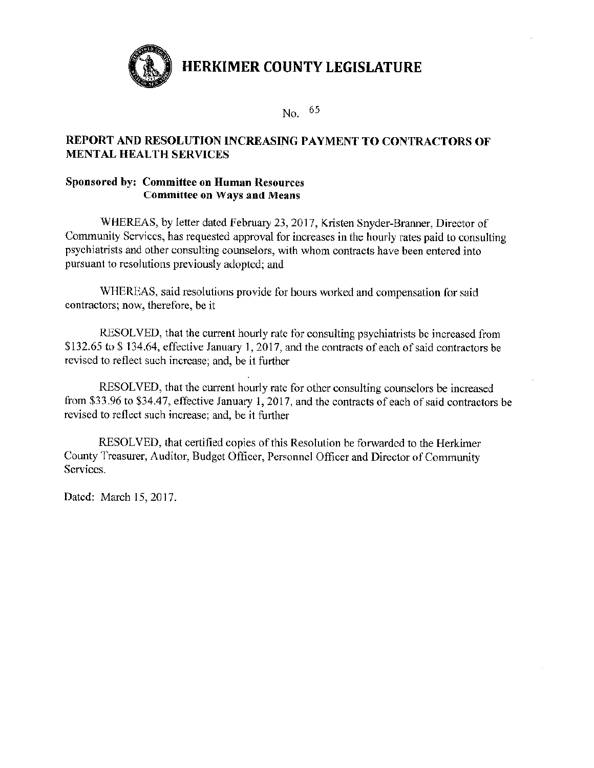# HERKIMER COUNTY LEGISLATURE

No. 65

## REPORT AND RESOLUTION INCREASING PAYMENT TO CONTRACTORS OF MENTAL HEALTH SERVICES

**Sponsored by: Committee on Human Resources**
**Committee on Ways and Means**

WHEREAS, by letter dated February 23, 2017, Kristen Snyder-Branner, Director of Community Services, has requested approval for increases in the hourly rates paid to consulting psychiatrists and other consulting counselors, with whom contracts have been entered into pursuant to resolutions previously adopted; and

WHEREAS, said resolutions provide for hours worked and compensation for said contractors; now, therefore, be it

RESOLVED, that the current hourly rate for consulting psychiatrists be increased from $132.65 to $ 134.64, effective January 1, 2017, and the contracts of each of said contractors be revised to reflect such increase; and, be it further

RESOLVED, that the current hourly rate for other consulting counselors be increased from $33.96 to $34.47, effective January 1, 2017, and the contracts of each of said contractors be revised to reflect such increase; and, be it further

RESOLVED, that certified copies of this Resolution be forwarded to the Herkimer County Treasurer, Auditor, Budget Officer, Personnel Officer and Director of Community Services.

Dated: March 15, 2017.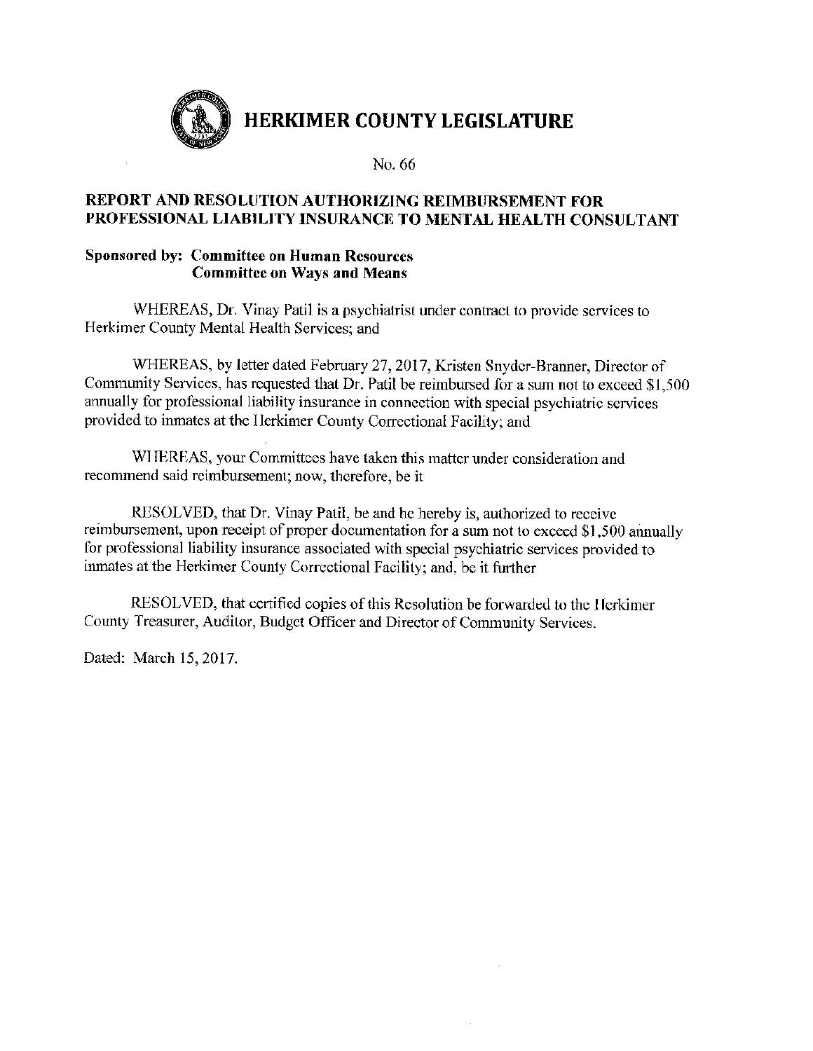# HERKIMER COUNTY LEGISLATURE

No. 66

## REPORT AND RESOLUTION AUTHORIZING REIMBURSEMENT FOR PROFESSIONAL LIABILITY INSURANCE TO MENTAL HEALTH CONSULTANT

**Sponsored by: Committee on Human Resources**
**Committee on Ways and Means**

WHEREAS, Dr. Vinay Patil is a psychiatrist under contract to provide services to Herkimer County Mental Health Services; and

WHEREAS, by letter dated February 27, 2017, Kristen Snyder-Branner, Director of Community Services, has requested that Dr. Patil be reimbursed for a sum not to exceed $1,500 annually for professional liability insurance in connection with special psychiatric services provided to inmates at the Herkimer County Correctional Facility; and

WHEREAS, your Committees have taken this matter under consideration and recommend said reimbursement; now, therefore, be it

RESOLVED, that Dr. Vinay Patil, be and he hereby is, authorized to receive reimbursement, upon receipt of proper documentation for a sum not to exceed $1,500 annually for professional liability insurance associated with special psychiatric services provided to inmates at the Herkimer County Correctional Facility; and, be it further

RESOLVED, that certified copies of this Resolution be forwarded to the Herkimer County Treasurer, Auditor, Budget Officer and Director of Community Services.

Dated: March 15, 2017.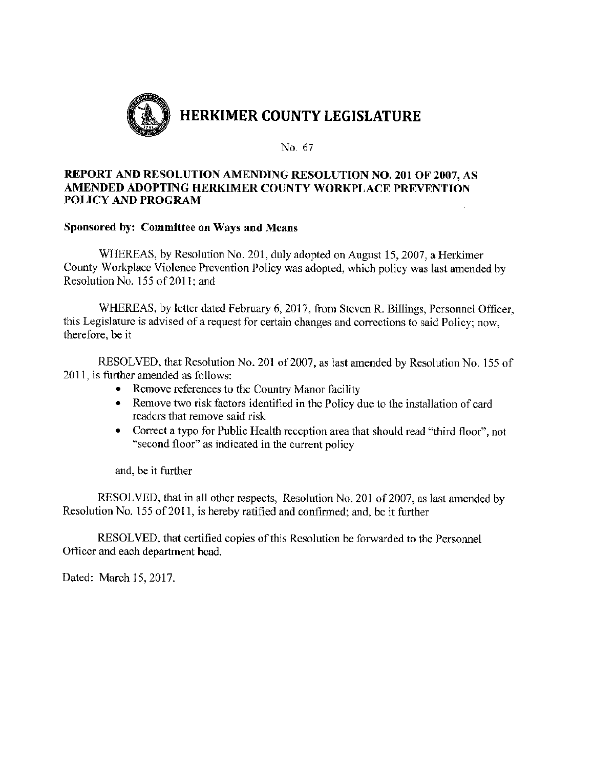# HERKIMER COUNTY LEGISLATURE

No. 67

**REPORT AND RESOLUTION AMENDING RESOLUTION NO. 201 OF 2007, AS AMENDED ADOPTING HERKIMER COUNTY WORKPLACE PREVENTION POLICY AND PROGRAM**

**Sponsored by: Committee on Ways and Means**

WHEREAS, by Resolution No. 201, duly adopted on August 15, 2007, a Herkimer County Workplace Violence Prevention Policy was adopted, which policy was last amended by Resolution No. 155 of 2011; and

WHEREAS, by letter dated February 6, 2017, from Steven R. Billings, Personnel Officer, this Legislature is advised of a request for certain changes and corrections to said Policy; now, therefore, be it

RESOLVED, that Resolution No. 201 of 2007, as last amended by Resolution No. 155 of 2011, is further amended as follows:

- Remove references to the Country Manor facility
- Remove two risk factors identified in the Policy due to the installation of card readers that remove said risk
- Correct a typo for Public Health reception area that should read "third floor", not "second floor" as indicated in the current policy

and, be it further

RESOLVED, that in all other respects, Resolution No. 201 of 2007, as last amended by Resolution No. 155 of 2011, is hereby ratified and confirmed; and, be it further

RESOLVED, that certified copies of this Resolution be forwarded to the Personnel Officer and each department head.

Dated: March 15, 2017.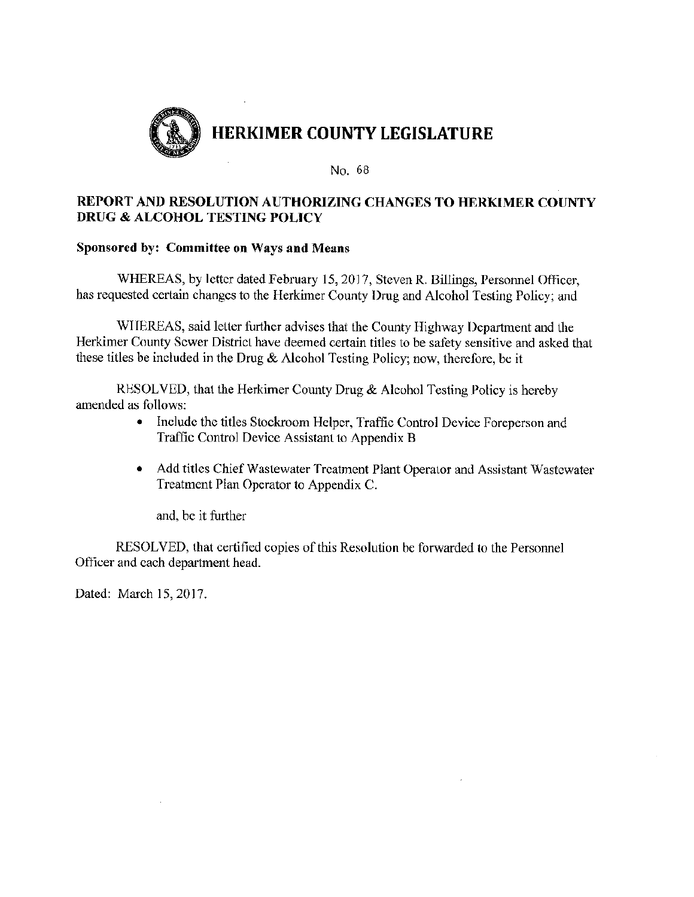# HERKIMER COUNTY LEGISLATURE

No. 68

**REPORT AND RESOLUTION AUTHORIZING CHANGES TO HERKIMER COUNTY DRUG & ALCOHOL TESTING POLICY**

**Sponsored by: Committee on Ways and Means**

WHEREAS, by letter dated February 15, 2017, Steven R. Billings, Personnel Officer, has requested certain changes to the Herkimer County Drug and Alcohol Testing Policy; and

WHEREAS, said letter further advises that the County Highway Department and the Herkimer County Sewer District have deemed certain titles to be safety sensitive and asked that these titles be included in the Drug & Alcohol Testing Policy; now, therefore, be it

RESOLVED, that the Herkimer County Drug & Alcohol Testing Policy is hereby amended as follows:

- Include the titles Stockroom Helper, Traffic Control Device Foreperson and Traffic Control Device Assistant to Appendix B
- Add titles Chief Wastewater Treatment Plant Operator and Assistant Wastewater Treatment Plan Operator to Appendix C.

and, be it further

RESOLVED, that certified copies of this Resolution be forwarded to the Personnel Officer and each department head.

Dated: March 15, 2017.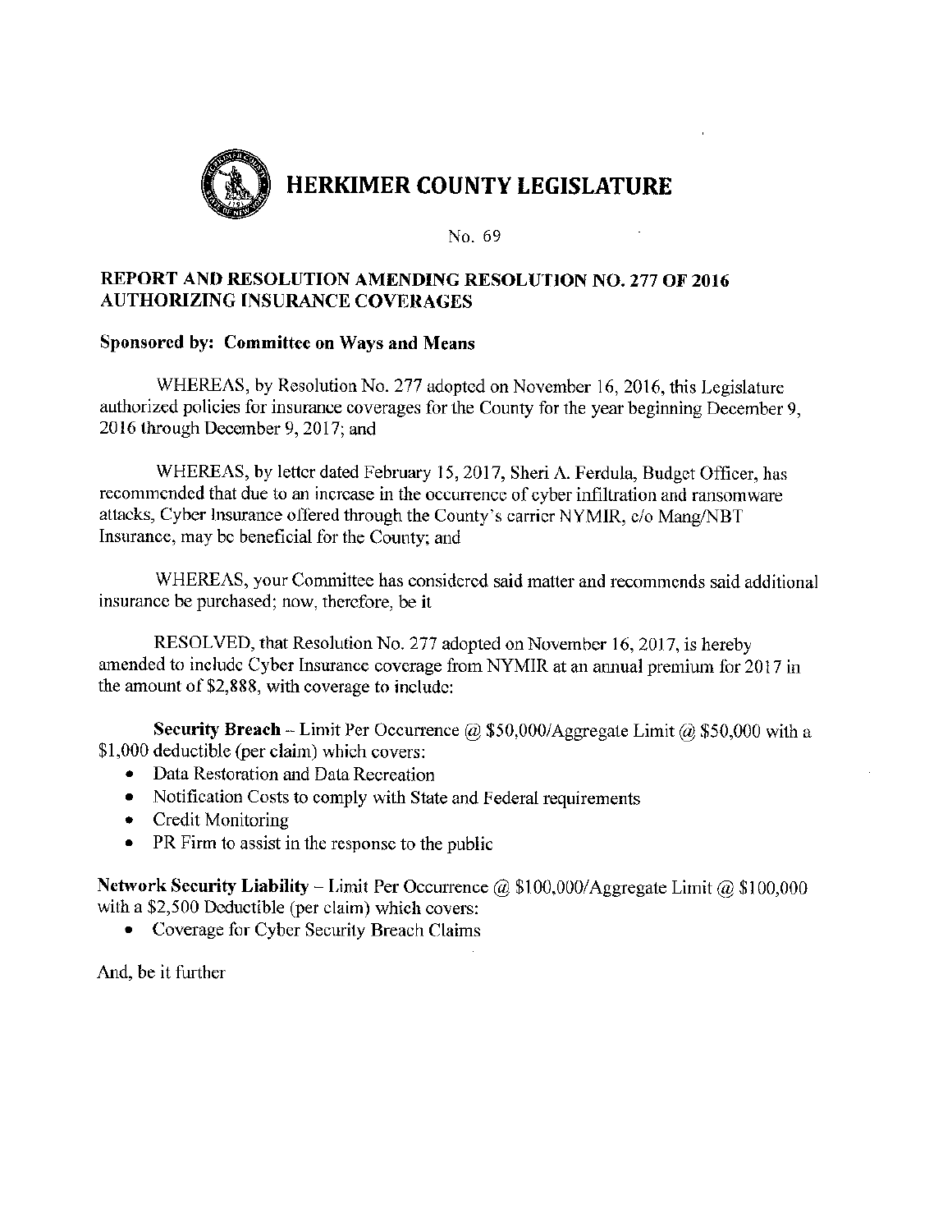# HERKIMER COUNTY LEGISLATURE

No. 69

**REPORT AND RESOLUTION AMENDING RESOLUTION NO. 277 OF 2016 AUTHORIZING INSURANCE COVERAGES**

**Sponsored by: Committee on Ways and Means**

WHEREAS, by Resolution No. 277 adopted on November 16, 2016, this Legislature authorized policies for insurance coverages for the County for the year beginning December 9, 2016 through December 9, 2017; and

WHEREAS, by letter dated February 15, 2017, Sheri A. Ferdula, Budget Officer, has recommended that due to an increase in the occurrence of cyber infiltration and ransomware attacks, Cyber Insurance offered through the County's carrier NYMIR, c/o Mang/NBT Insurance, may be beneficial for the County; and

WHEREAS, your Committee has considered said matter and recommends said additional insurance be purchased; now, therefore, be it

RESOLVED, that Resolution No. 277 adopted on November 16, 2017, is hereby amended to include Cyber Insurance coverage from NYMIR at an annual premium for 2017 in the amount of $2,888, with coverage to include:

**Security Breach** – Limit Per Occurrence @ $50,000/Aggregate Limit @ $50,000 with a $1,000 deductible (per claim) which covers:

- Data Restoration and Data Recreation
- Notification Costs to comply with State and Federal requirements
- Credit Monitoring
- PR Firm to assist in the response to the public

**Network Security Liability** – Limit Per Occurrence @ $100,000/Aggregate Limit @ $100,000 with a $2,500 Deductible (per claim) which covers:

- Coverage for Cyber Security Breach Claims

And, be it further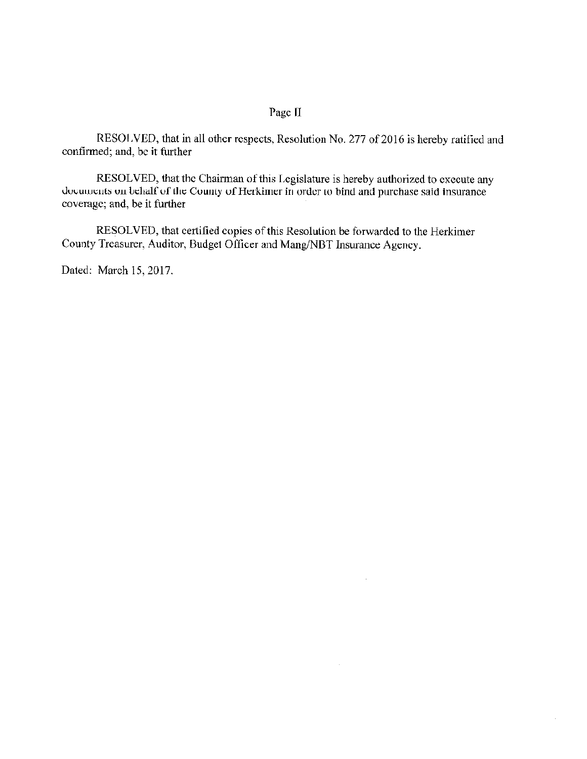Page II

RESOLVED, that in all other respects, Resolution No. 277 of 2016 is hereby ratified and confirmed; and, be it further

RESOLVED, that the Chairman of this Legislature is hereby authorized to execute any documents on behalf of the County of Herkimer in order to bind and purchase said insurance coverage; and, be it further

RESOLVED, that certified copies of this Resolution be forwarded to the Herkimer County Treasurer, Auditor, Budget Officer and Mang/NBT Insurance Agency.

Dated: March 15, 2017.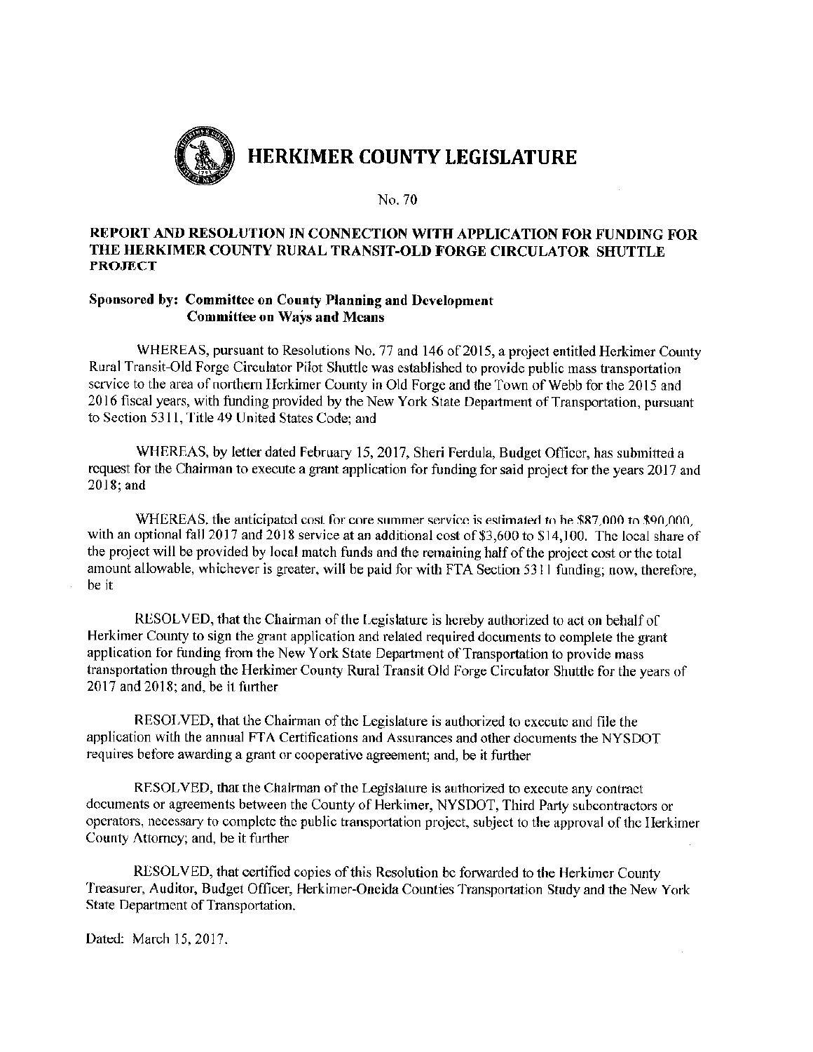# HERKIMER COUNTY LEGISLATURE

No. 70

**REPORT AND RESOLUTION IN CONNECTION WITH APPLICATION FOR FUNDING FOR THE HERKIMER COUNTY RURAL TRANSIT-OLD FORGE CIRCULATOR SHUTTLE PROJECT**

**Sponsored by: Committee on County Planning and Development**
**Committee on Ways and Means**

WHEREAS, pursuant to Resolutions No. 77 and 146 of 2015, a project entitled Herkimer County Rural Transit-Old Forge Circulator Pilot Shuttle was established to provide public mass transportation service to the area of northern Herkimer County in Old Forge and the Town of Webb for the 2015 and 2016 fiscal years, with funding provided by the New York State Department of Transportation, pursuant to Section 5311, Title 49 United States Code; and

WHEREAS, by letter dated February 15, 2017, Sheri Ferdula, Budget Officer, has submitted a request for the Chairman to execute a grant application for funding for said project for the years 2017 and 2018; and

WHEREAS, the anticipated cost for core summer service is estimated to be $87,000 to $90,000, with an optional fall 2017 and 2018 service at an additional cost of $3,600 to $14,100. The local share of the project will be provided by local match funds and the remaining half of the project cost or the total amount allowable, whichever is greater, will be paid for with FTA Section 5311 funding; now, therefore, be it

RESOLVED, that the Chairman of the Legislature is hereby authorized to act on behalf of Herkimer County to sign the grant application and related required documents to complete the grant application for funding from the New York State Department of Transportation to provide mass transportation through the Herkimer County Rural Transit Old Forge Circulator Shuttle for the years of 2017 and 2018; and, be it further

RESOLVED, that the Chairman of the Legislature is authorized to execute and file the application with the annual FTA Certifications and Assurances and other documents the NYSDOT requires before awarding a grant or cooperative agreement; and, be it further

RESOLVED, that the Chairman of the Legislature is authorized to execute any contract documents or agreements between the County of Herkimer, NYSDOT, Third Party subcontractors or operators, necessary to complete the public transportation project, subject to the approval of the Herkimer County Attorney; and, be it further

RESOLVED, that certified copies of this Resolution be forwarded to the Herkimer County Treasurer, Auditor, Budget Officer, Herkimer-Oneida Counties Transportation Study and the New York State Department of Transportation.

Dated: March 15, 2017.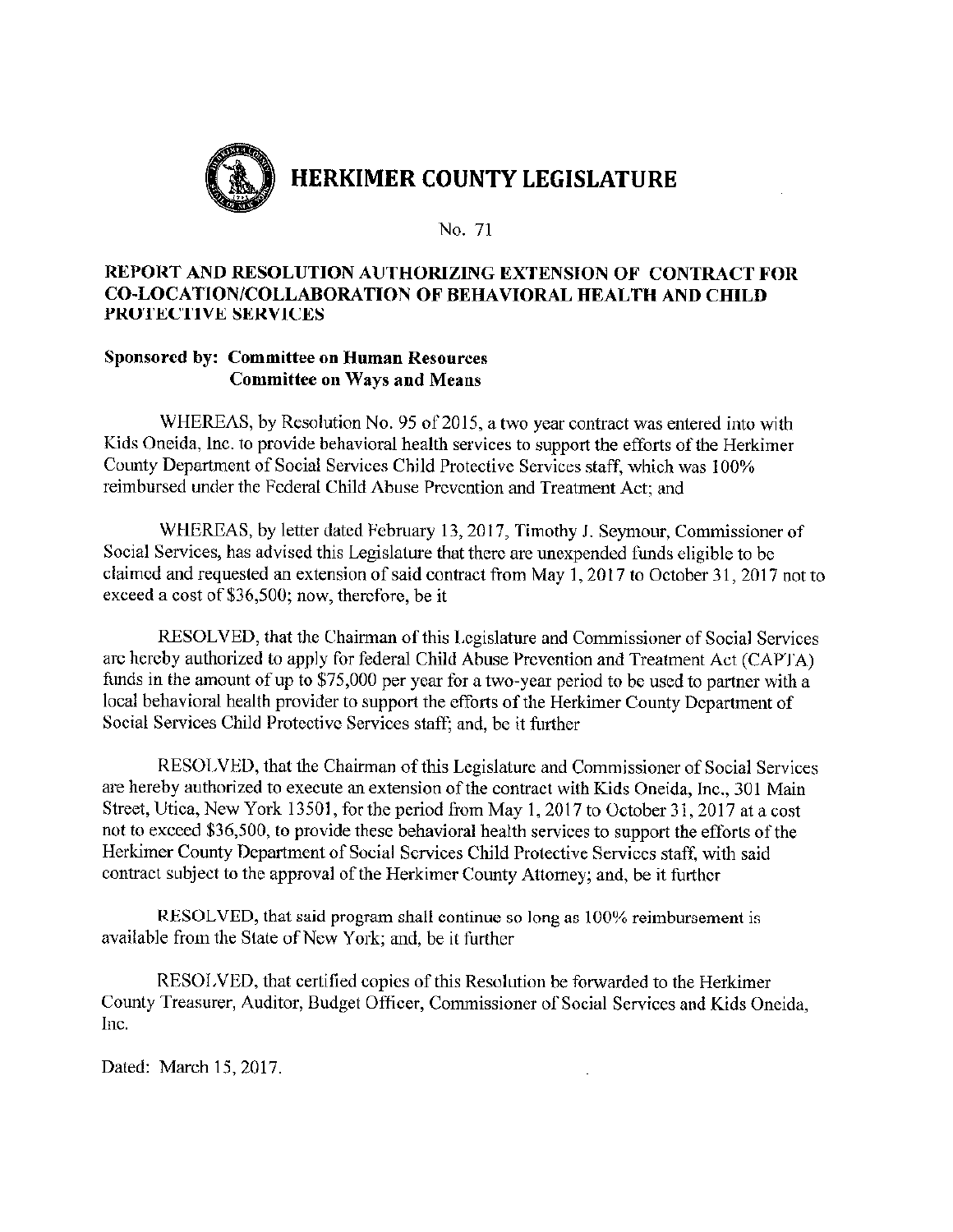# HERKIMER COUNTY LEGISLATURE

No. 71

## REPORT AND RESOLUTION AUTHORIZING EXTENSION OF CONTRACT FOR CO-LOCATION/COLLABORATION OF BEHAVIORAL HEALTH AND CHILD PROTECTIVE SERVICES

**Sponsored by: Committee on Human Resources**
**Committee on Ways and Means**

WHEREAS, by Resolution No. 95 of 2015, a two year contract was entered into with Kids Oneida, Inc. to provide behavioral health services to support the efforts of the Herkimer County Department of Social Services Child Protective Services staff, which was 100% reimbursed under the Federal Child Abuse Prevention and Treatment Act; and

WHEREAS, by letter dated February 13, 2017, Timothy J. Seymour, Commissioner of Social Services, has advised this Legislature that there are unexpended funds eligible to be claimed and requested an extension of said contract from May 1, 2017 to October 31, 2017 not to exceed a cost of $36,500; now, therefore, be it

RESOLVED, that the Chairman of this Legislature and Commissioner of Social Services are hereby authorized to apply for federal Child Abuse Prevention and Treatment Act (CAPTA) funds in the amount of up to $75,000 per year for a two-year period to be used to partner with a local behavioral health provider to support the efforts of the Herkimer County Department of Social Services Child Protective Services staff; and, be it further

RESOLVED, that the Chairman of this Legislature and Commissioner of Social Services are hereby authorized to execute an extension of the contract with Kids Oneida, Inc., 301 Main Street, Utica, New York 13501, for the period from May 1, 2017 to October 31, 2017 at a cost not to exceed $36,500, to provide these behavioral health services to support the efforts of the Herkimer County Department of Social Services Child Protective Services staff, with said contract subject to the approval of the Herkimer County Attorney; and, be it further

RESOLVED, that said program shall continue so long as 100% reimbursement is available from the State of New York; and, be it further

RESOLVED, that certified copies of this Resolution be forwarded to the Herkimer County Treasurer, Auditor, Budget Officer, Commissioner of Social Services and Kids Oneida, Inc.

Dated: March 15, 2017.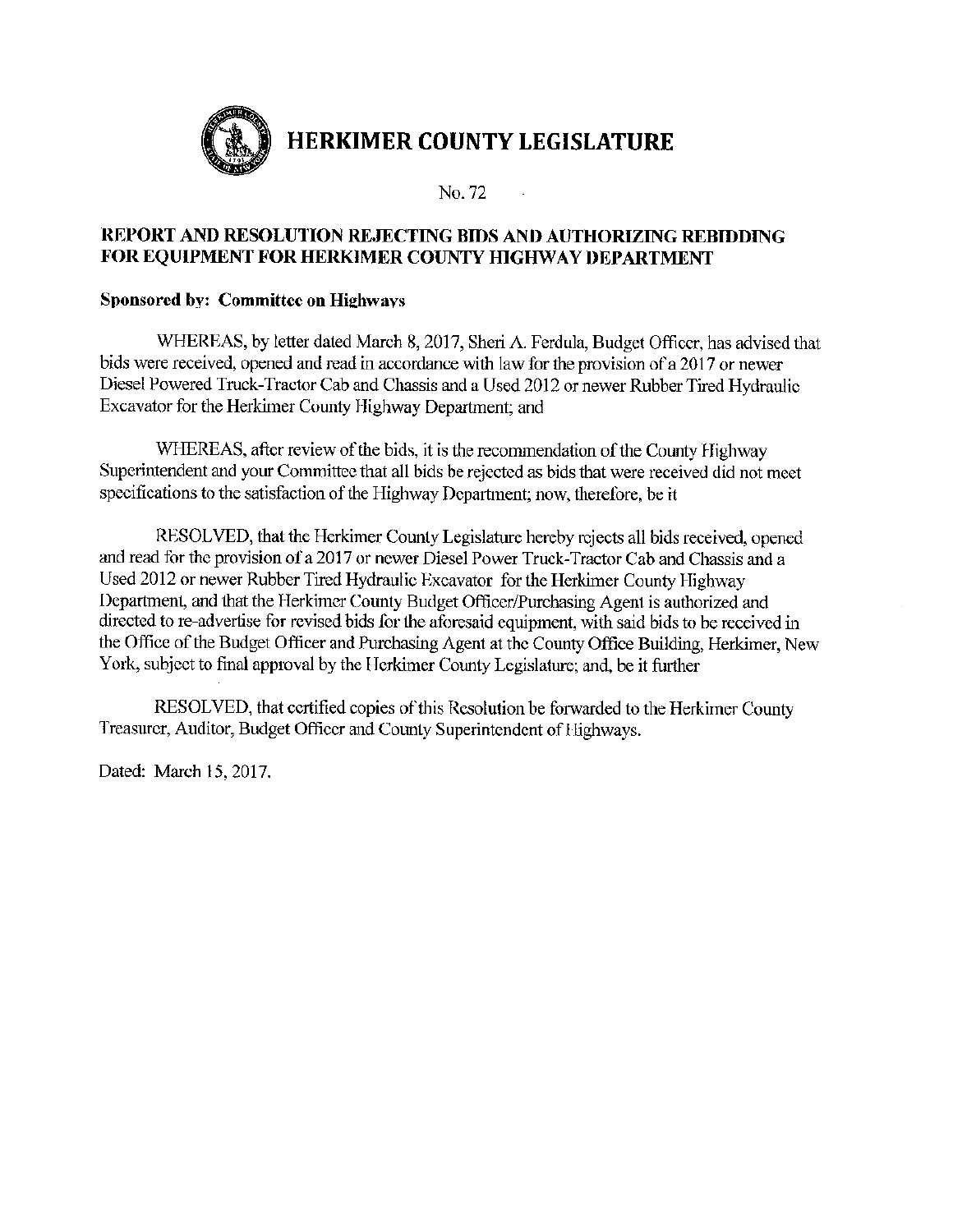# HERKIMER COUNTY LEGISLATURE

No. 72

## REPORT AND RESOLUTION REJECTING BIDS AND AUTHORIZING REBIDDING FOR EQUIPMENT FOR HERKIMER COUNTY HIGHWAY DEPARTMENT

**Sponsored by: Committee on Highways**

WHEREAS, by letter dated March 8, 2017, Sheri A. Ferdula, Budget Officer, has advised that bids were received, opened and read in accordance with law for the provision of a 2017 or newer Diesel Powered Truck-Tractor Cab and Chassis and a Used 2012 or newer Rubber Tired Hydraulic Excavator for the Herkimer County Highway Department; and

WHEREAS, after review of the bids, it is the recommendation of the County Highway Superintendent and your Committee that all bids be rejected as bids that were received did not meet specifications to the satisfaction of the Highway Department; now, therefore, be it

RESOLVED, that the Herkimer County Legislature hereby rejects all bids received, opened and read for the provision of a 2017 or newer Diesel Power Truck-Tractor Cab and Chassis and a Used 2012 or newer Rubber Tired Hydraulic Excavator for the Herkimer County Highway Department, and that the Herkimer County Budget Officer/Purchasing Agent is authorized and directed to re-advertise for revised bids for the aforesaid equipment, with said bids to be received in the Office of the Budget Officer and Purchasing Agent at the County Office Building, Herkimer, New York, subject to final approval by the Herkimer County Legislature; and, be it further

RESOLVED, that certified copies of this Resolution be forwarded to the Herkimer County Treasurer, Auditor, Budget Officer and County Superintendent of Highways.

Dated: March 15, 2017.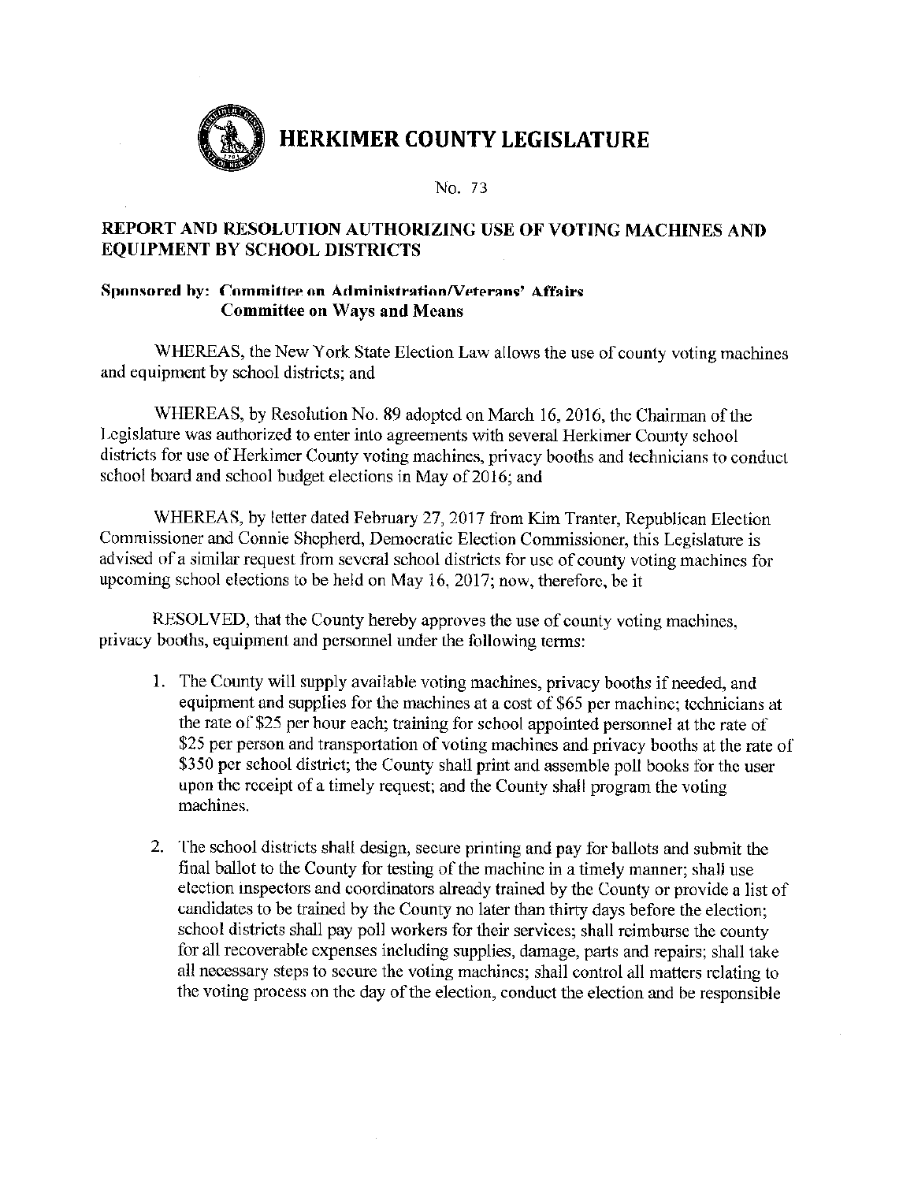# HERKIMER COUNTY LEGISLATURE

No. 73

## REPORT AND RESOLUTION AUTHORIZING USE OF VOTING MACHINES AND EQUIPMENT BY SCHOOL DISTRICTS

**Sponsored by: Committee on Administration/Veterans' Affairs**
**Committee on Ways and Means**

WHEREAS, the New York State Election Law allows the use of county voting machines and equipment by school districts; and

WHEREAS, by Resolution No. 89 adopted on March 16, 2016, the Chairman of the Legislature was authorized to enter into agreements with several Herkimer County school districts for use of Herkimer County voting machines, privacy booths and technicians to conduct school board and school budget elections in May of 2016; and

WHEREAS, by letter dated February 27, 2017 from Kim Tranter, Republican Election Commissioner and Connie Shepherd, Democratic Election Commissioner, this Legislature is advised of a similar request from several school districts for use of county voting machines for upcoming school elections to be held on May 16, 2017; now, therefore, be it

RESOLVED, that the County hereby approves the use of county voting machines, privacy booths, equipment and personnel under the following terms:

1. The County will supply available voting machines, privacy booths if needed, and equipment and supplies for the machines at a cost of $65 per machine; technicians at the rate of $25 per hour each; training for school appointed personnel at the rate of $25 per person and transportation of voting machines and privacy booths at the rate of $350 per school district; the County shall print and assemble poll books for the user upon the receipt of a timely request; and the County shall program the voting machines.

2. The school districts shall design, secure printing and pay for ballots and submit the final ballot to the County for testing of the machine in a timely manner; shall use election inspectors and coordinators already trained by the County or provide a list of candidates to be trained by the County no later than thirty days before the election; school districts shall pay poll workers for their services; shall reimburse the county for all recoverable expenses including supplies, damage, parts and repairs; shall take all necessary steps to secure the voting machines; shall control all matters relating to the voting process on the day of the election, conduct the election and be responsible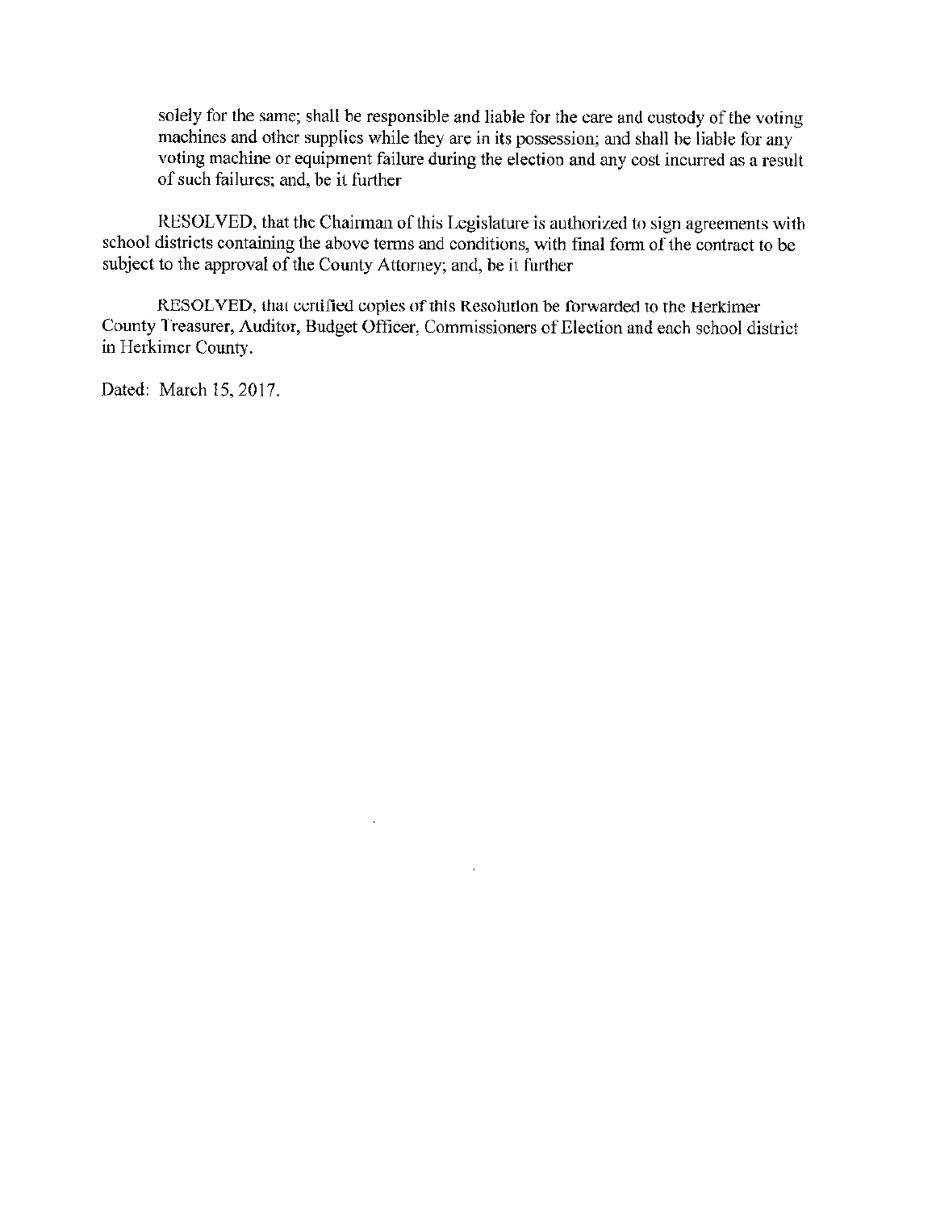solely for the same; shall be responsible and liable for the care and custody of the voting machines and other supplies while they are in its possession; and shall be liable for any voting machine or equipment failure during the election and any cost incurred as a result of such failures; and, be it further

RESOLVED, that the Chairman of this Legislature is authorized to sign agreements with school districts containing the above terms and conditions, with final form of the contract to be subject to the approval of the County Attorney; and, be it further

RESOLVED, that certified copies of this Resolution be forwarded to the Herkimer County Treasurer, Auditor, Budget Officer, Commissioners of Election and each school district in Herkimer County.

Dated: March 15, 2017.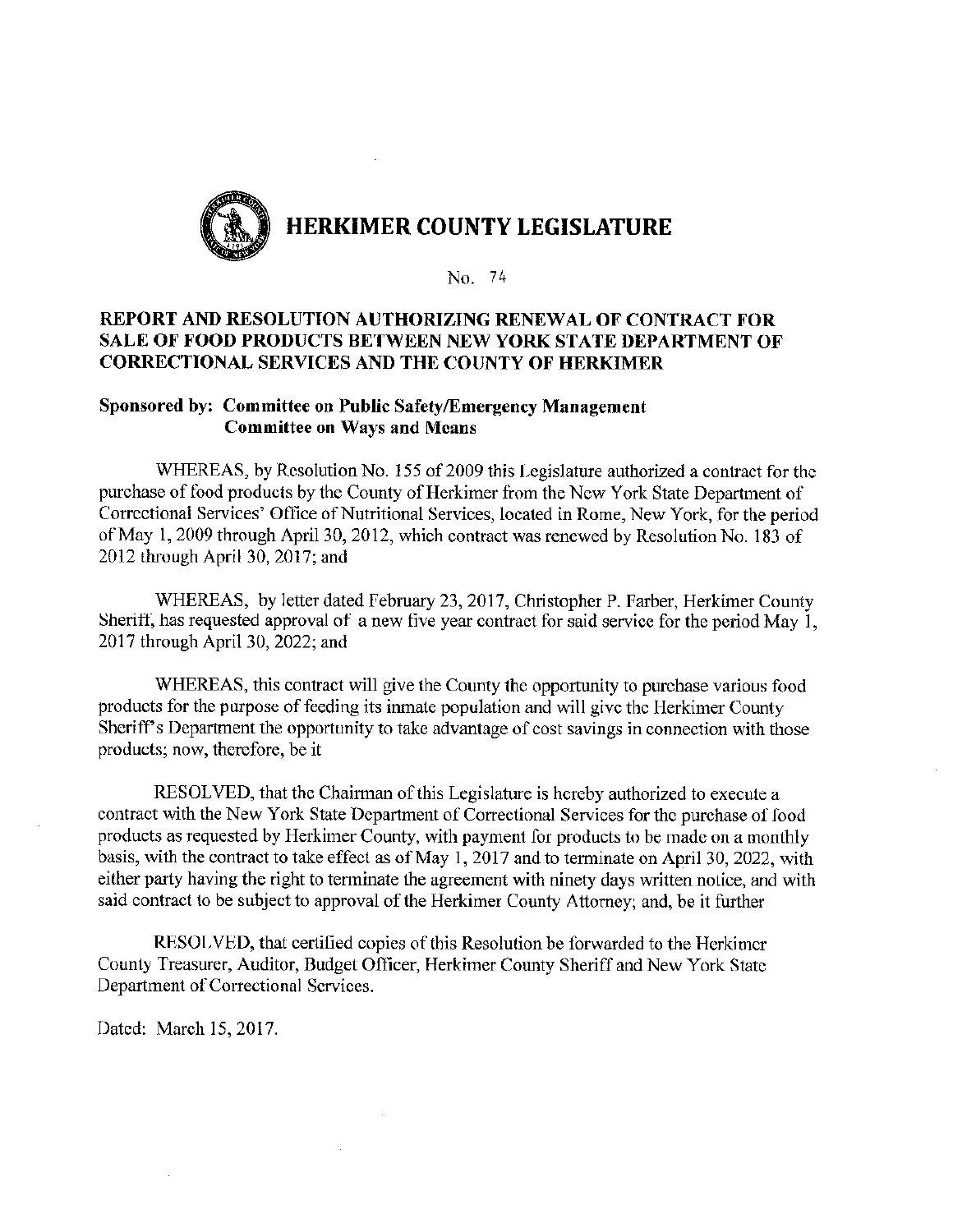# HERKIMER COUNTY LEGISLATURE

No. 74

## REPORT AND RESOLUTION AUTHORIZING RENEWAL OF CONTRACT FOR SALE OF FOOD PRODUCTS BETWEEN NEW YORK STATE DEPARTMENT OF CORRECTIONAL SERVICES AND THE COUNTY OF HERKIMER

**Sponsored by: Committee on Public Safety/Emergency Management**
**Committee on Ways and Means**

WHEREAS, by Resolution No. 155 of 2009 this Legislature authorized a contract for the purchase of food products by the County of Herkimer from the New York State Department of Correctional Services' Office of Nutritional Services, located in Rome, New York, for the period of May 1, 2009 through April 30, 2012, which contract was renewed by Resolution No. 183 of 2012 through April 30, 2017; and

WHEREAS, by letter dated February 23, 2017, Christopher P. Farber, Herkimer County Sheriff, has requested approval of a new five year contract for said service for the period May 1, 2017 through April 30, 2022; and

WHEREAS, this contract will give the County the opportunity to purchase various food products for the purpose of feeding its inmate population and will give the Herkimer County Sheriff's Department the opportunity to take advantage of cost savings in connection with those products; now, therefore, be it

RESOLVED, that the Chairman of this Legislature is hereby authorized to execute a contract with the New York State Department of Correctional Services for the purchase of food products as requested by Herkimer County, with payment for products to be made on a monthly basis, with the contract to take effect as of May 1, 2017 and to terminate on April 30, 2022, with either party having the right to terminate the agreement with ninety days written notice, and with said contract to be subject to approval of the Herkimer County Attorney; and, be it further

RESOLVED, that certified copies of this Resolution be forwarded to the Herkimer County Treasurer, Auditor, Budget Officer, Herkimer County Sheriff and New York State Department of Correctional Services.

Dated: March 15, 2017.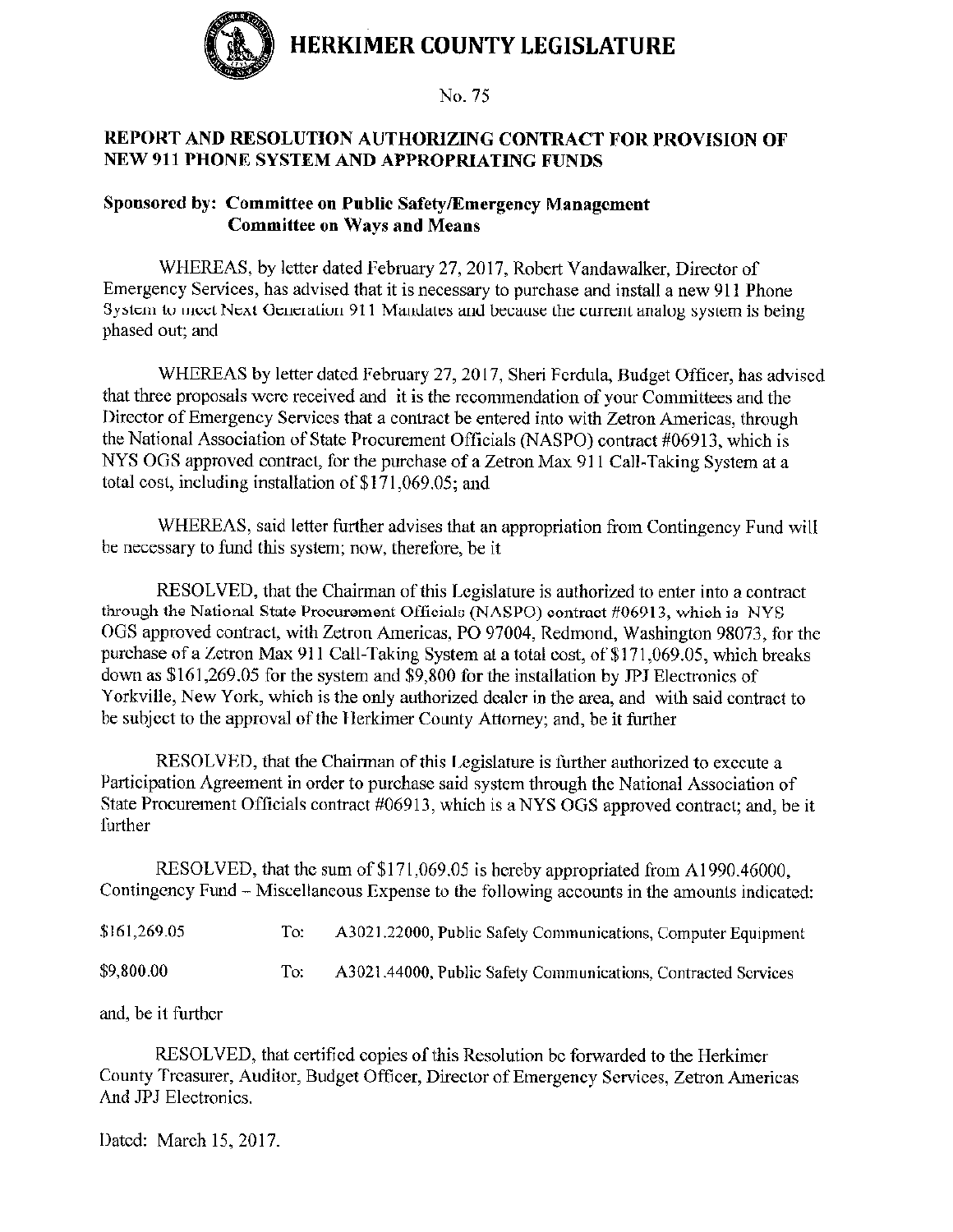# HERKIMER COUNTY LEGISLATURE

No. 75

## REPORT AND RESOLUTION AUTHORIZING CONTRACT FOR PROVISION OF NEW 911 PHONE SYSTEM AND APPROPRIATING FUNDS

**Sponsored by: Committee on Public Safety/Emergency Management**
**Committee on Ways and Means**

WHEREAS, by letter dated February 27, 2017, Robert Vandawalker, Director of Emergency Services, has advised that it is necessary to purchase and install a new 911 Phone System to meet Next Generation 911 Mandates and because the current analog system is being phased out; and

WHEREAS by letter dated February 27, 2017, Sheri Ferdula, Budget Officer, has advised that three proposals were received and it is the recommendation of your Committees and the Director of Emergency Services that a contract be entered into with Zetron Americas, through the National Association of State Procurement Officials (NASPO) contract #06913, which is NYS OGS approved contract, for the purchase of a Zetron Max 911 Call-Taking System at a total cost, including installation of $171,069.05; and

WHEREAS, said letter further advises that an appropriation from Contingency Fund will be necessary to fund this system; now, therefore, be it

RESOLVED, that the Chairman of this Legislature is authorized to enter into a contract through the National State Procurement Officials (NASPO) contract #06913, which is NYS OGS approved contract, with Zetron Americas, PO 97004, Redmond, Washington 98073, for the purchase of a Zetron Max 911 Call-Taking System at a total cost, of $171,069.05, which breaks down as $161,269.05 for the system and $9,800 for the installation by JPJ Electronics of Yorkville, New York, which is the only authorized dealer in the area, and with said contract to be subject to the approval of the Herkimer County Attorney; and, be it further

RESOLVED, that the Chairman of this Legislature is further authorized to execute a Participation Agreement in order to purchase said system through the National Association of State Procurement Officials contract #06913, which is a NYS OGS approved contract; and, be it further

RESOLVED, that the sum of $171,069.05 is hereby appropriated from A1990.46000, Contingency Fund – Miscellaneous Expense to the following accounts in the amounts indicated:

| | | |
|---|---|---|
| $161,269.05 | To: | A3021.22000, Public Safety Communications, Computer Equipment |
| $9,800.00 | To: | A3021.44000, Public Safety Communications, Contracted Services |

and, be it further

RESOLVED, that certified copies of this Resolution be forwarded to the Herkimer County Treasurer, Auditor, Budget Officer, Director of Emergency Services, Zetron Americas And JPJ Electronics.

Dated: March 15, 2017.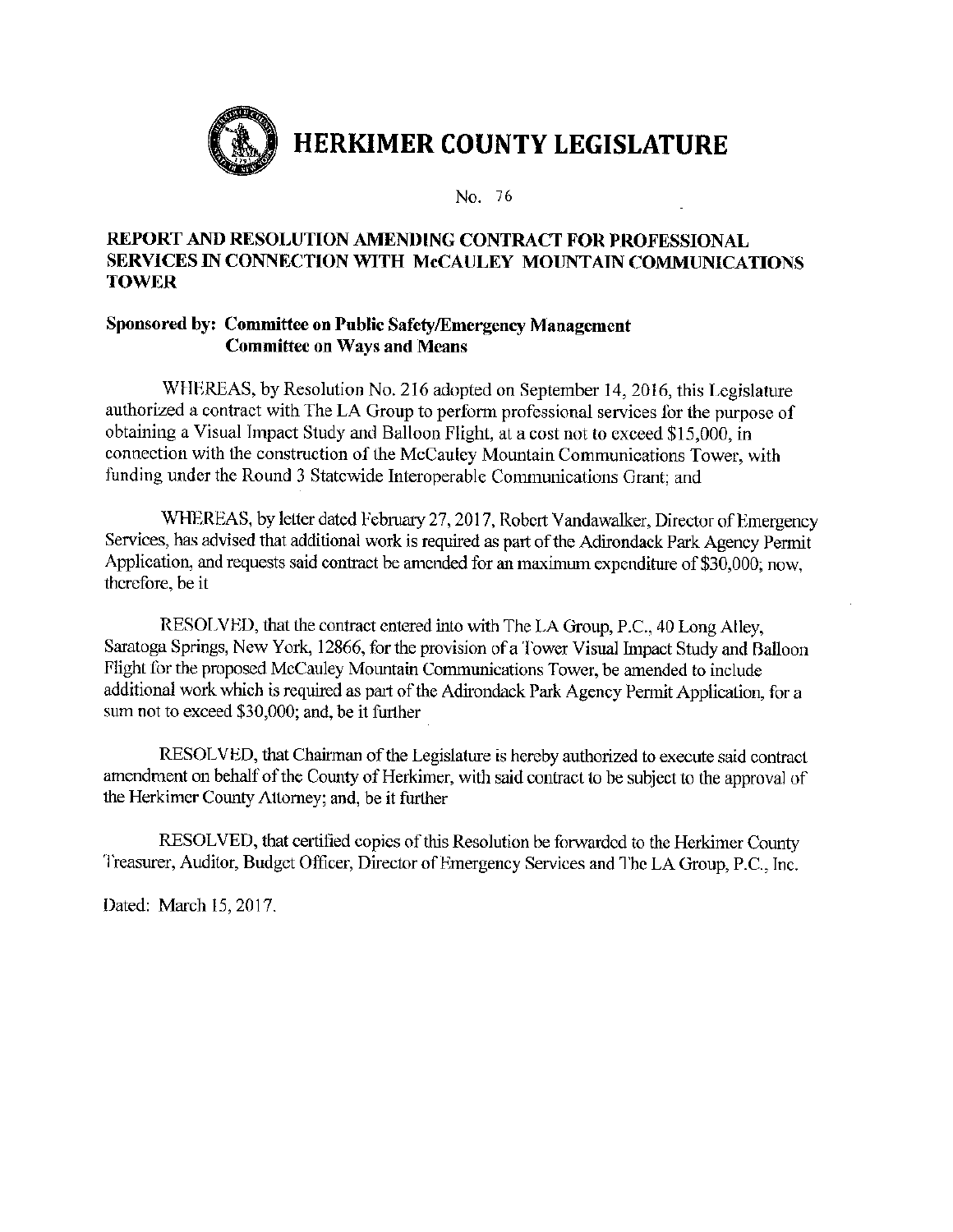# HERKIMER COUNTY LEGISLATURE

No. 76

## REPORT AND RESOLUTION AMENDING CONTRACT FOR PROFESSIONAL SERVICES IN CONNECTION WITH McCAULEY MOUNTAIN COMMUNICATIONS TOWER

**Sponsored by: Committee on Public Safety/Emergency Management**
**Committee on Ways and Means**

WHEREAS, by Resolution No. 216 adopted on September 14, 2016, this Legislature authorized a contract with The LA Group to perform professional services for the purpose of obtaining a Visual Impact Study and Balloon Flight, at a cost not to exceed $15,000, in connection with the construction of the McCauley Mountain Communications Tower, with funding under the Round 3 Statewide Interoperable Communications Grant; and

WHEREAS, by letter dated February 27, 2017, Robert Vandawalker, Director of Emergency Services, has advised that additional work is required as part of the Adirondack Park Agency Permit Application, and requests said contract be amended for an maximum expenditure of $30,000; now, therefore, be it

RESOLVED, that the contract entered into with The LA Group, P.C., 40 Long Alley, Saratoga Springs, New York, 12866, for the provision of a Tower Visual Impact Study and Balloon Flight for the proposed McCauley Mountain Communications Tower, be amended to include additional work which is required as part of the Adirondack Park Agency Permit Application, for a sum not to exceed $30,000; and, be it further

RESOLVED, that Chairman of the Legislature is hereby authorized to execute said contract amendment on behalf of the County of Herkimer, with said contract to be subject to the approval of the Herkimer County Attorney; and, be it further

RESOLVED, that certified copies of this Resolution be forwarded to the Herkimer County Treasurer, Auditor, Budget Officer, Director of Emergency Services and The LA Group, P.C., Inc.

Dated: March 15, 2017.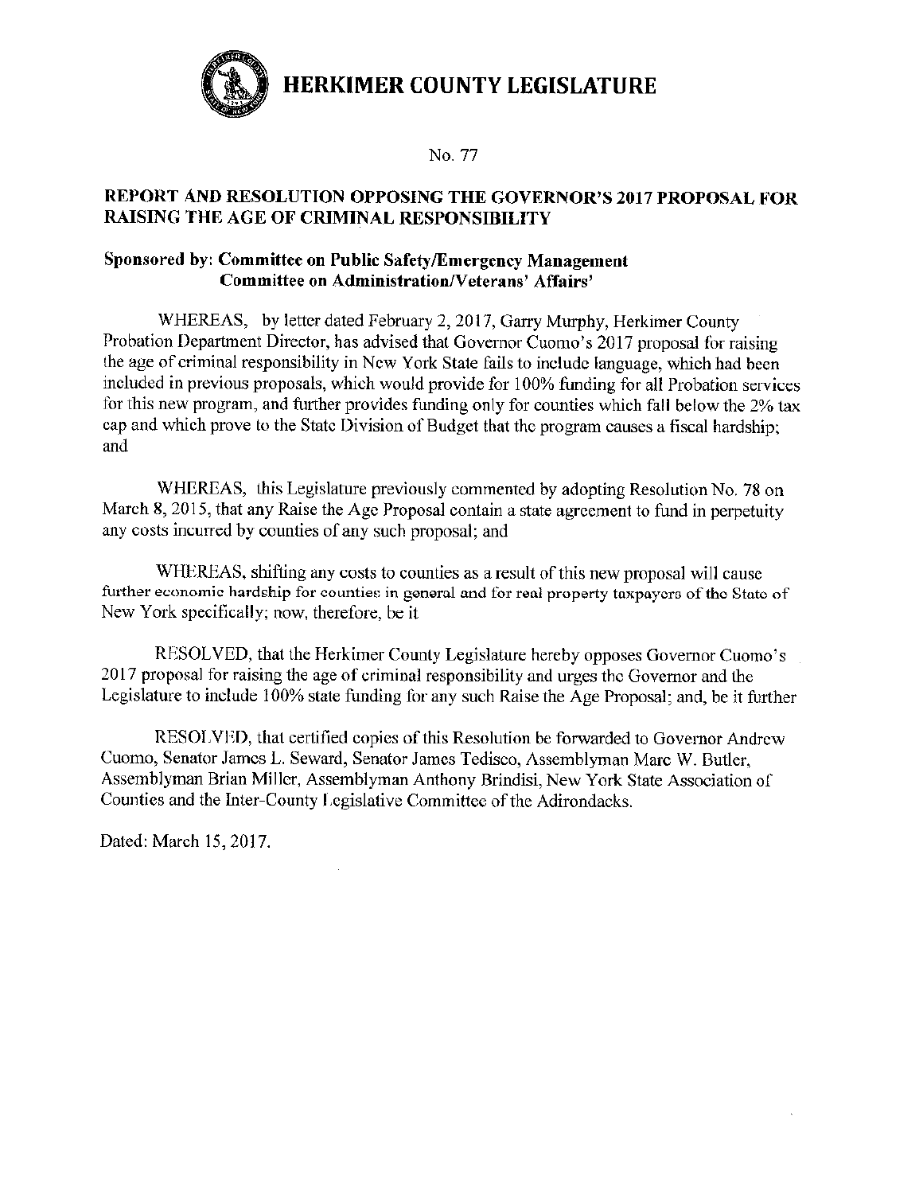# HERKIMER COUNTY LEGISLATURE

No. 77

## REPORT AND RESOLUTION OPPOSING THE GOVERNOR'S 2017 PROPOSAL FOR RAISING THE AGE OF CRIMINAL RESPONSIBILITY

**Sponsored by: Committee on Public Safety/Emergency Management**
**Committee on Administration/Veterans' Affairs'**

WHEREAS, by letter dated February 2, 2017, Garry Murphy, Herkimer County Probation Department Director, has advised that Governor Cuomo's 2017 proposal for raising the age of criminal responsibility in New York State fails to include language, which had been included in previous proposals, which would provide for 100% funding for all Probation services for this new program, and further provides funding only for counties which fall below the 2% tax cap and which prove to the State Division of Budget that the program causes a fiscal hardship; and

WHEREAS, this Legislature previously commented by adopting Resolution No. 78 on March 8, 2015, that any Raise the Age Proposal contain a state agreement to fund in perpetuity any costs incurred by counties of any such proposal; and

WHEREAS, shifting any costs to counties as a result of this new proposal will cause further economic hardship for counties in general and for real property taxpayers of the State of New York specifically; now, therefore, be it

RESOLVED, that the Herkimer County Legislature hereby opposes Governor Cuomo's 2017 proposal for raising the age of criminal responsibility and urges the Governor and the Legislature to include 100% state funding for any such Raise the Age Proposal; and, be it further

RESOLVED, that certified copies of this Resolution be forwarded to Governor Andrew Cuomo, Senator James L. Seward, Senator James Tedisco, Assemblyman Marc W. Butler, Assemblyman Brian Miller, Assemblyman Anthony Brindisi, New York State Association of Counties and the Inter-County Legislative Committee of the Adirondacks.

Dated: March 15, 2017.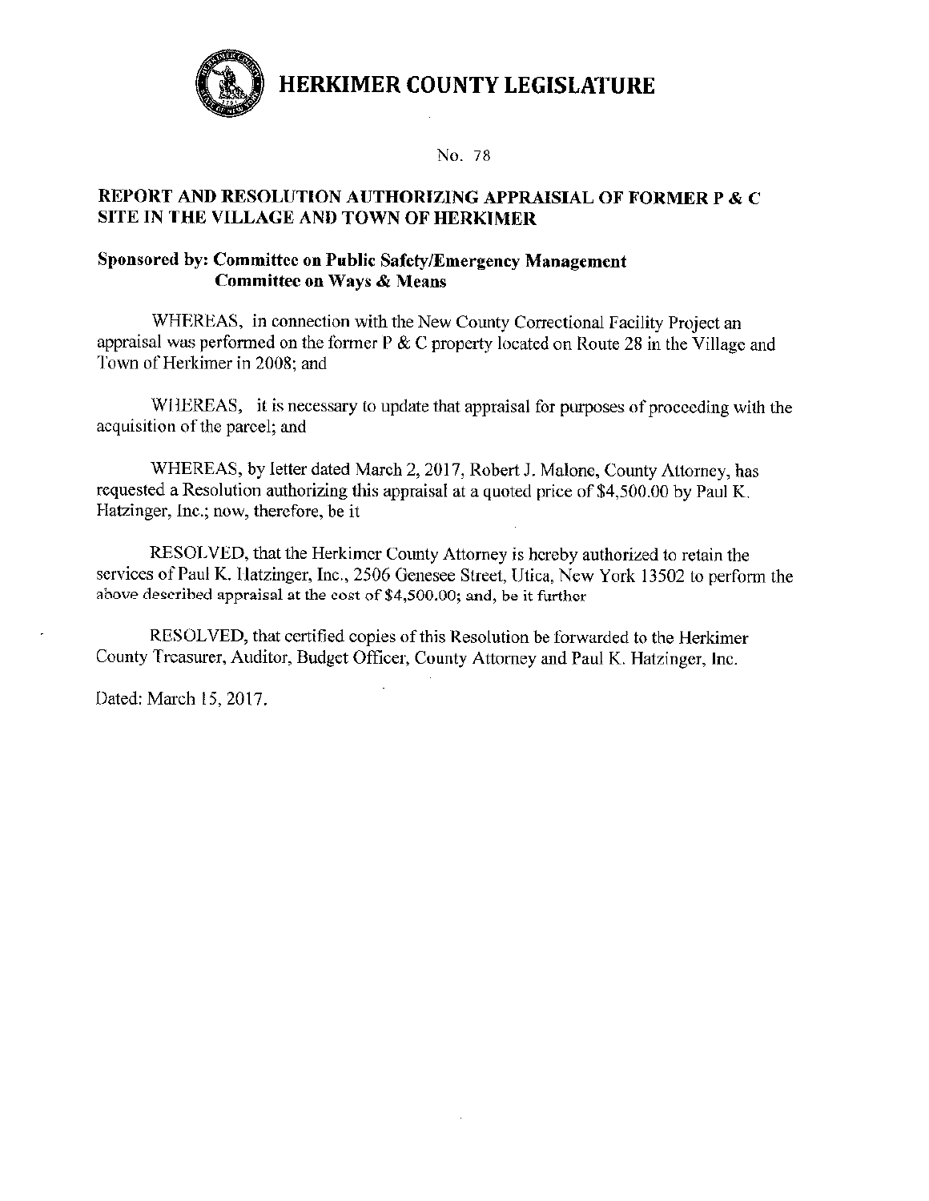# HERKIMER COUNTY LEGISLATURE

No. 78

## REPORT AND RESOLUTION AUTHORIZING APPRAISIAL OF FORMER P & C SITE IN THE VILLAGE AND TOWN OF HERKIMER

**Sponsored by: Committee on Public Safety/Emergency Management**
**Committee on Ways & Means**

WHEREAS, in connection with the New County Correctional Facility Project an appraisal was performed on the former P & C property located on Route 28 in the Village and Town of Herkimer in 2008; and

WHEREAS, it is necessary to update that appraisal for purposes of proceeding with the acquisition of the parcel; and

WHEREAS, by letter dated March 2, 2017, Robert J. Malone, County Attorney, has requested a Resolution authorizing this appraisal at a quoted price of $4,500.00 by Paul K. Hatzinger, Inc.; now, therefore, be it

RESOLVED, that the Herkimer County Attorney is hereby authorized to retain the services of Paul K. Hatzinger, Inc., 2506 Genesee Street, Utica, New York 13502 to perform the above described appraisal at the cost of $4,500.00; and, be it further

RESOLVED, that certified copies of this Resolution be forwarded to the Herkimer County Treasurer, Auditor, Budget Officer, County Attorney and Paul K. Hatzinger, Inc.

Dated: March 15, 2017.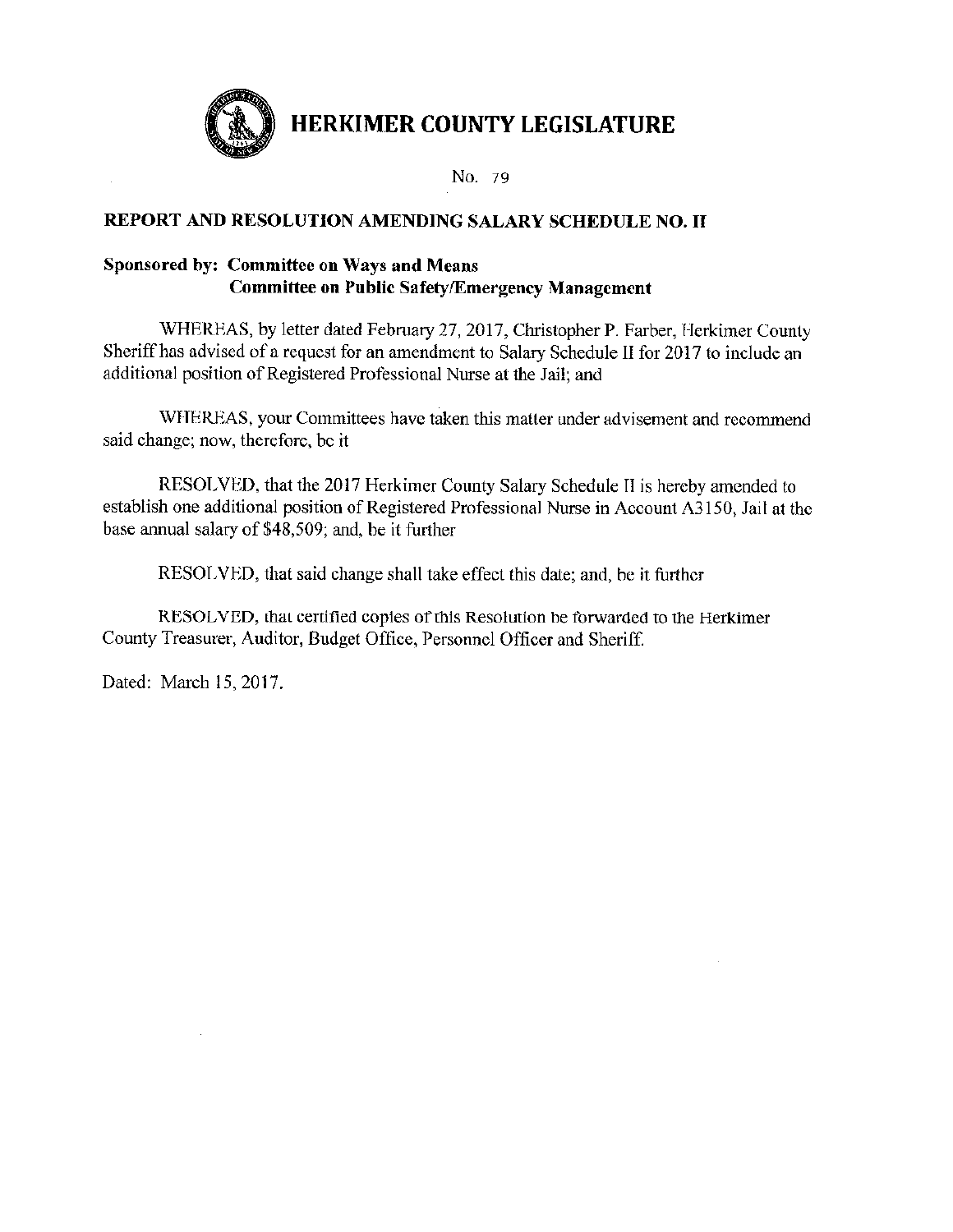# HERKIMER COUNTY LEGISLATURE

No. 79

**REPORT AND RESOLUTION AMENDING SALARY SCHEDULE NO. II**

**Sponsored by: Committee on Ways and Means**
**Committee on Public Safety/Emergency Management**

WHEREAS, by letter dated February 27, 2017, Christopher P. Farber, Herkimer County Sheriff has advised of a request for an amendment to Salary Schedule II for 2017 to include an additional position of Registered Professional Nurse at the Jail; and

WHEREAS, your Committees have taken this matter under advisement and recommend said change; now, therefore, be it

RESOLVED, that the 2017 Herkimer County Salary Schedule II is hereby amended to establish one additional position of Registered Professional Nurse in Account A3150, Jail at the base annual salary of $48,509; and, be it further

RESOLVED, that said change shall take effect this date; and, be it further

RESOLVED, that certified copies of this Resolution be forwarded to the Herkimer County Treasurer, Auditor, Budget Office, Personnel Officer and Sheriff.

Dated: March 15, 2017.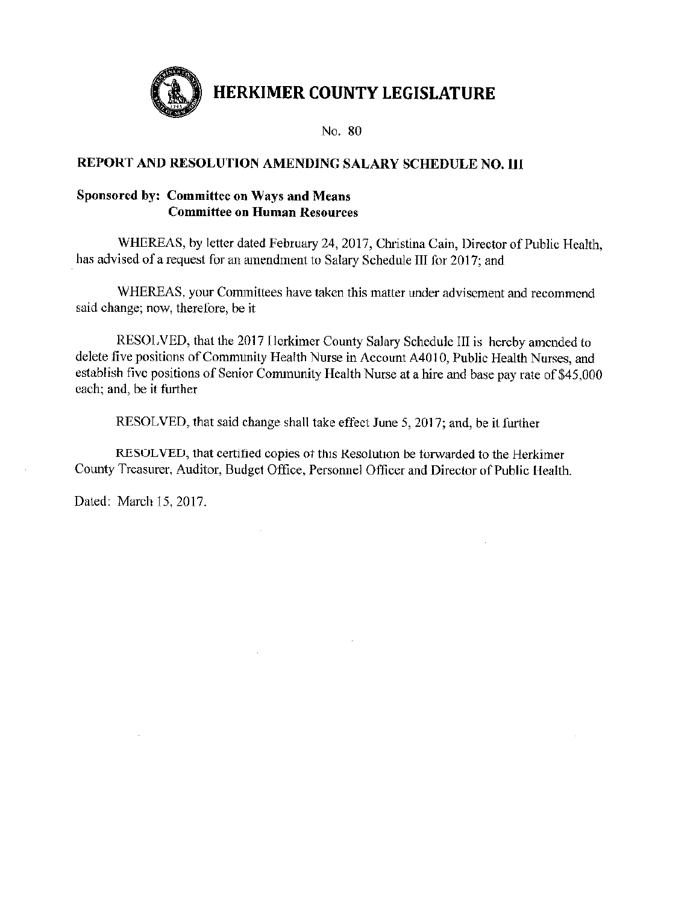# HERKIMER COUNTY LEGISLATURE

No. 80

## REPORT AND RESOLUTION AMENDING SALARY SCHEDULE NO. III

**Sponsored by: Committee on Ways and Means**
**Committee on Human Resources**

WHEREAS, by letter dated February 24, 2017, Christina Cain, Director of Public Health, has advised of a request for an amendment to Salary Schedule III for 2017; and

WHEREAS, your Committees have taken this matter under advisement and recommend said change; now, therefore, be it

RESOLVED, that the 2017 Herkimer County Salary Schedule III is hereby amended to delete five positions of Community Health Nurse in Account A4010, Public Health Nurses, and establish five positions of Senior Community Health Nurse at a hire and base pay rate of $45,000 each; and, be it further

RESOLVED, that said change shall take effect June 5, 2017; and, be it further

RESOLVED, that certified copies of this Resolution be forwarded to the Herkimer County Treasurer, Auditor, Budget Office, Personnel Officer and Director of Public Health.

Dated: March 15, 2017.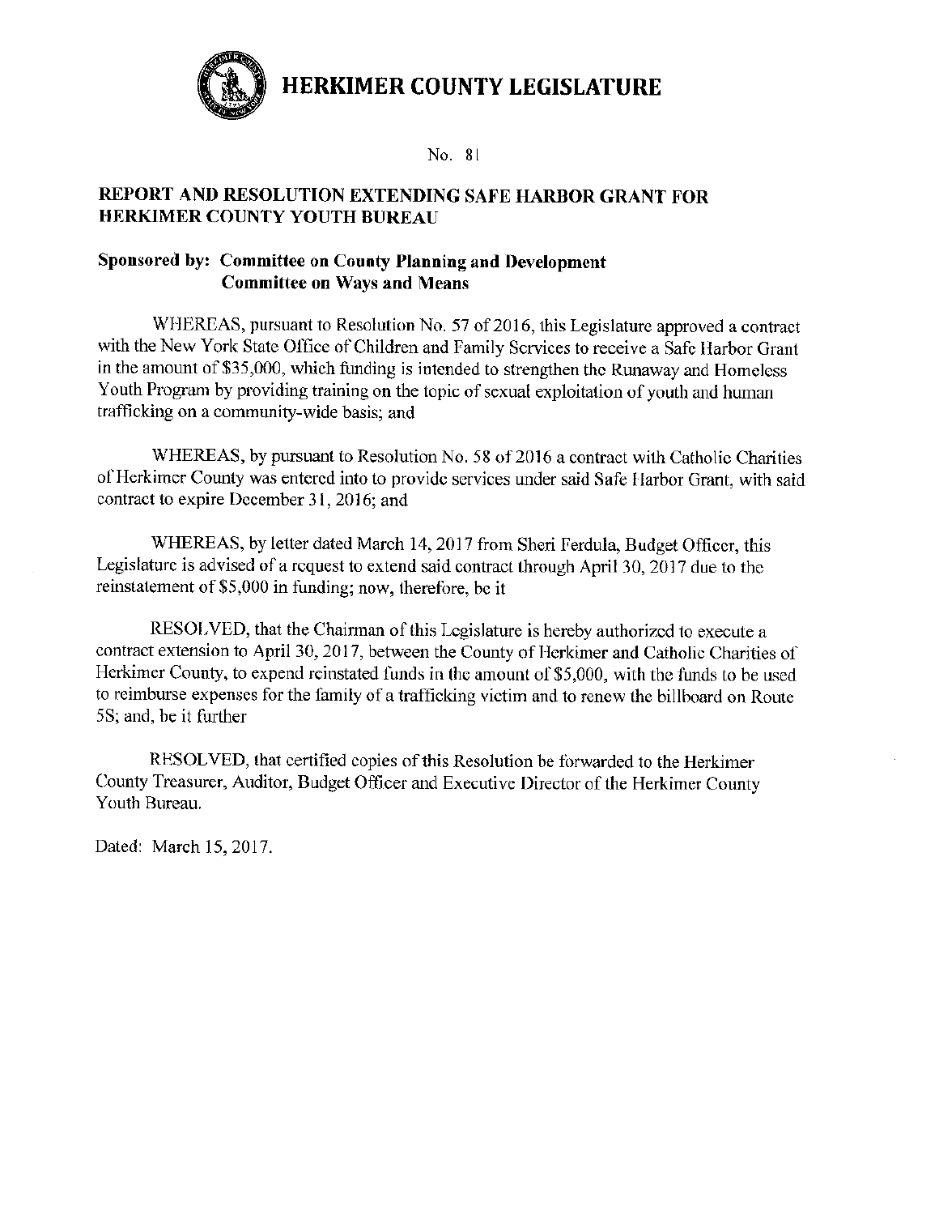# HERKIMER COUNTY LEGISLATURE

No. 81

## REPORT AND RESOLUTION EXTENDING SAFE HARBOR GRANT FOR HERKIMER COUNTY YOUTH BUREAU

**Sponsored by: Committee on County Planning and Development**
**Committee on Ways and Means**

WHEREAS, pursuant to Resolution No. 57 of 2016, this Legislature approved a contract with the New York State Office of Children and Family Services to receive a Safe Harbor Grant in the amount of $35,000, which funding is intended to strengthen the Runaway and Homeless Youth Program by providing training on the topic of sexual exploitation of youth and human trafficking on a community-wide basis; and

WHEREAS, by pursuant to Resolution No. 58 of 2016 a contract with Catholic Charities of Herkimer County was entered into to provide services under said Safe Harbor Grant, with said contract to expire December 31, 2016; and

WHEREAS, by letter dated March 14, 2017 from Sheri Ferdula, Budget Officer, this Legislature is advised of a request to extend said contract through April 30, 2017 due to the reinstatement of $5,000 in funding; now, therefore, be it

RESOLVED, that the Chairman of this Legislature is hereby authorized to execute a contract extension to April 30, 2017, between the County of Herkimer and Catholic Charities of Herkimer County, to expend reinstated funds in the amount of $5,000, with the funds to be used to reimburse expenses for the family of a trafficking victim and to renew the billboard on Route 5S; and, be it further

RESOLVED, that certified copies of this Resolution be forwarded to the Herkimer County Treasurer, Auditor, Budget Officer and Executive Director of the Herkimer County Youth Bureau.

Dated: March 15, 2017.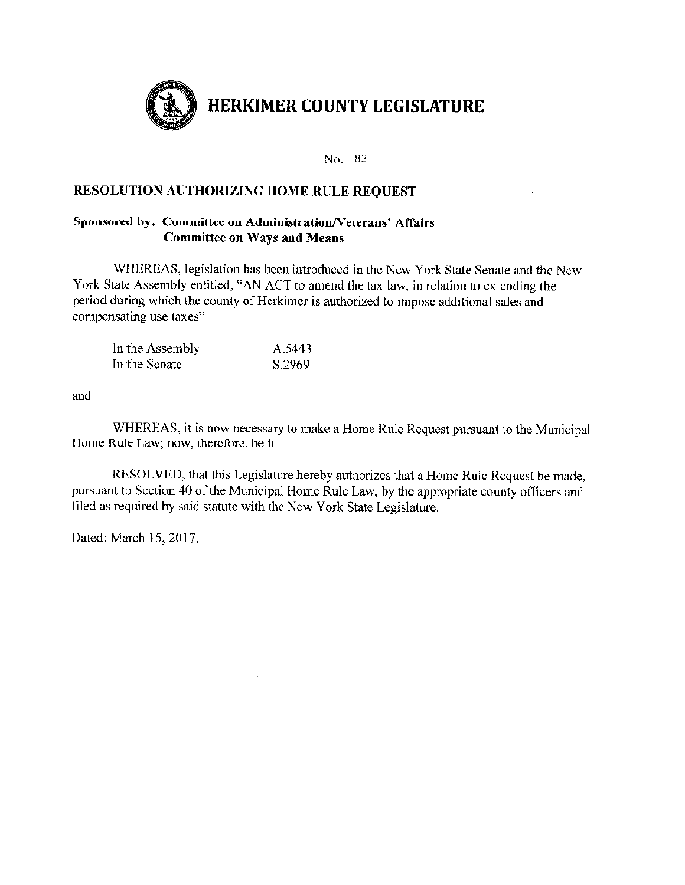# HERKIMER COUNTY LEGISLATURE

No. 82

## RESOLUTION AUTHORIZING HOME RULE REQUEST

**Sponsored by: Committee on Administration/Veterans' Affairs**
**Committee on Ways and Means**

WHEREAS, legislation has been introduced in the New York State Senate and the New York State Assembly entitled, "AN ACT to amend the tax law, in relation to extending the period during which the county of Herkimer is authorized to impose additional sales and compensating use taxes"

| | |
|---|---|
| In the Assembly | A.5443 |
| In the Senate | S.2969 |

and

WHEREAS, it is now necessary to make a Home Rule Request pursuant to the Municipal Home Rule Law; now, therefore, be it

RESOLVED, that this Legislature hereby authorizes that a Home Rule Request be made, pursuant to Section 40 of the Municipal Home Rule Law, by the appropriate county officers and filed as required by said statute with the New York State Legislature.

Dated: March 15, 2017.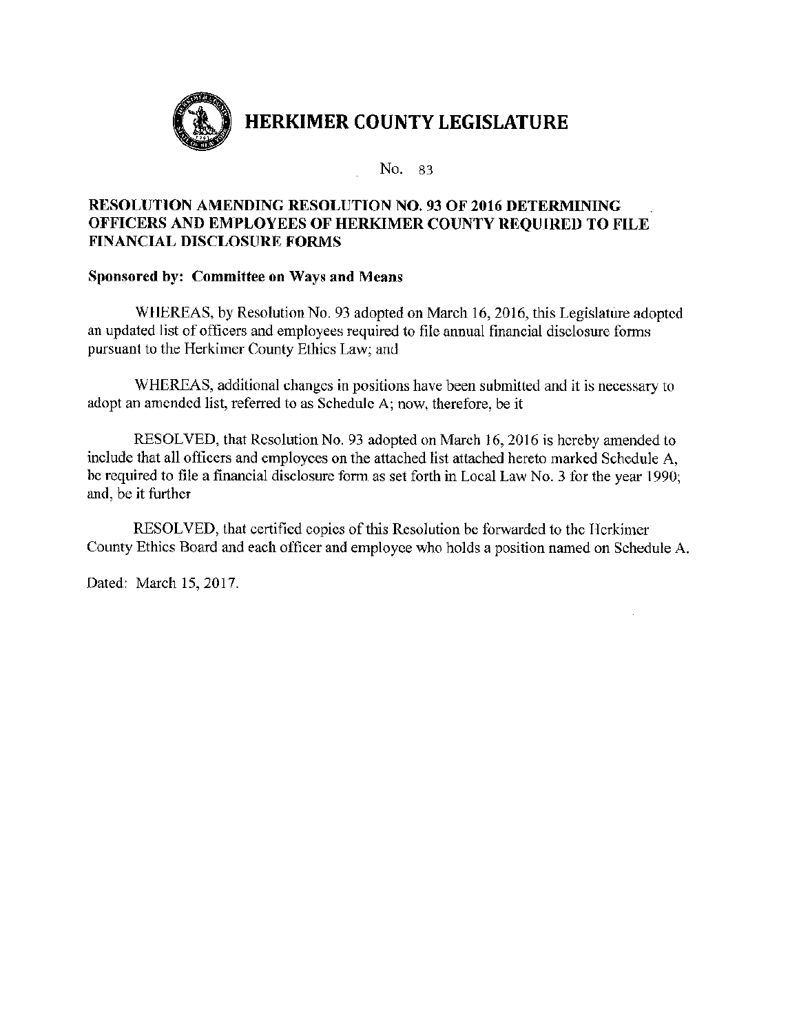# HERKIMER COUNTY LEGISLATURE

No. 83

**RESOLUTION AMENDING RESOLUTION NO. 93 OF 2016 DETERMINING OFFICERS AND EMPLOYEES OF HERKIMER COUNTY REQUIRED TO FILE FINANCIAL DISCLOSURE FORMS**

**Sponsored by: Committee on Ways and Means**

WHEREAS, by Resolution No. 93 adopted on March 16, 2016, this Legislature adopted an updated list of officers and employees required to file annual financial disclosure forms pursuant to the Herkimer County Ethics Law; and

WHEREAS, additional changes in positions have been submitted and it is necessary to adopt an amended list, referred to as Schedule A; now, therefore, be it

RESOLVED, that Resolution No. 93 adopted on March 16, 2016 is hereby amended to include that all officers and employees on the attached list attached hereto marked Schedule A, be required to file a financial disclosure form as set forth in Local Law No. 3 for the year 1990; and, be it further

RESOLVED, that certified copies of this Resolution be forwarded to the Herkimer County Ethics Board and each officer and employee who holds a position named on Schedule A.

Dated: March 15, 2017.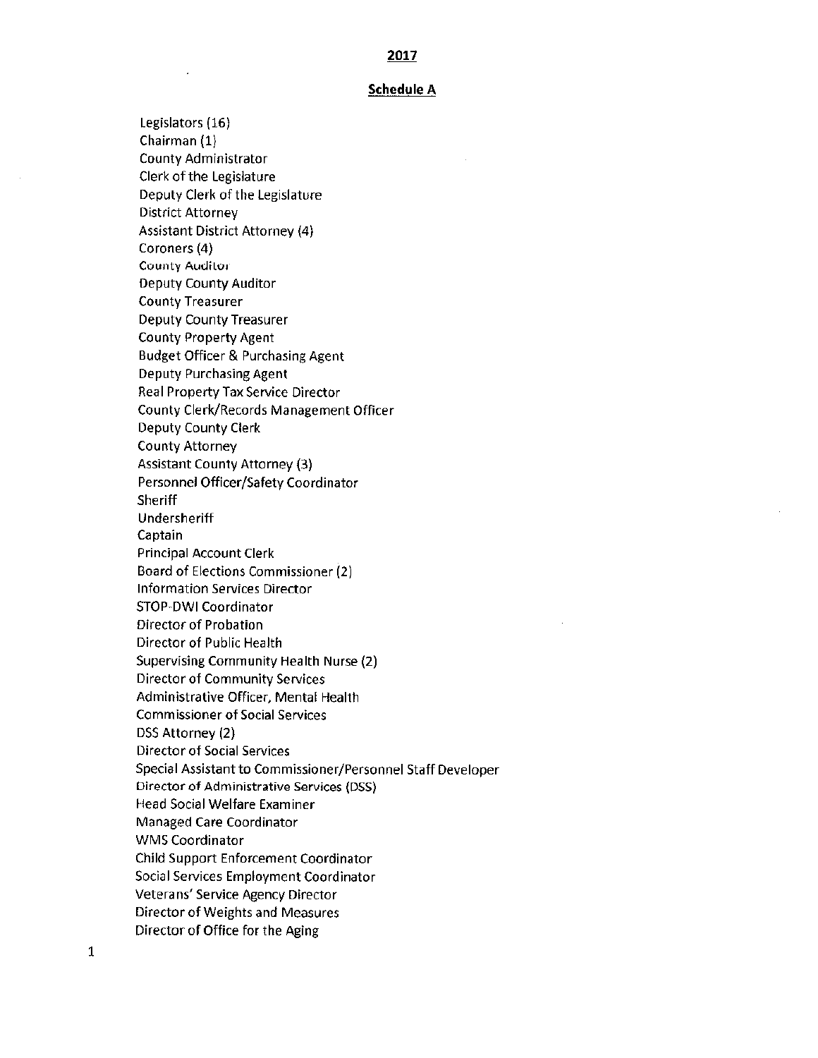**2017**

**Schedule A**

Legislators (16)
Chairman (1)
County Administrator
Clerk of the Legislature
Deputy Clerk of the Legislature
District Attorney
Assistant District Attorney (4)
Coroners (4)
County Auditor
Deputy County Auditor
County Treasurer
Deputy County Treasurer
County Property Agent
Budget Officer & Purchasing Agent
Deputy Purchasing Agent
Real Property Tax Service Director
County Clerk/Records Management Officer
Deputy County Clerk
County Attorney
Assistant County Attorney (3)
Personnel Officer/Safety Coordinator
Sheriff
Undersheriff
Captain
Principal Account Clerk
Board of Elections Commissioner (2)
Information Services Director
STOP-DWI Coordinator
Director of Probation
Director of Public Health
Supervising Community Health Nurse (2)
Director of Community Services
Administrative Officer, Mental Health
Commissioner of Social Services
DSS Attorney (2)
Director of Social Services
Special Assistant to Commissioner/Personnel Staff Developer
Director of Administrative Services (DSS)
Head Social Welfare Examiner
Managed Care Coordinator
WMS Coordinator
Child Support Enforcement Coordinator
Social Services Employment Coordinator
Veterans' Service Agency Director
Director of Weights and Measures
Director of Office for the Aging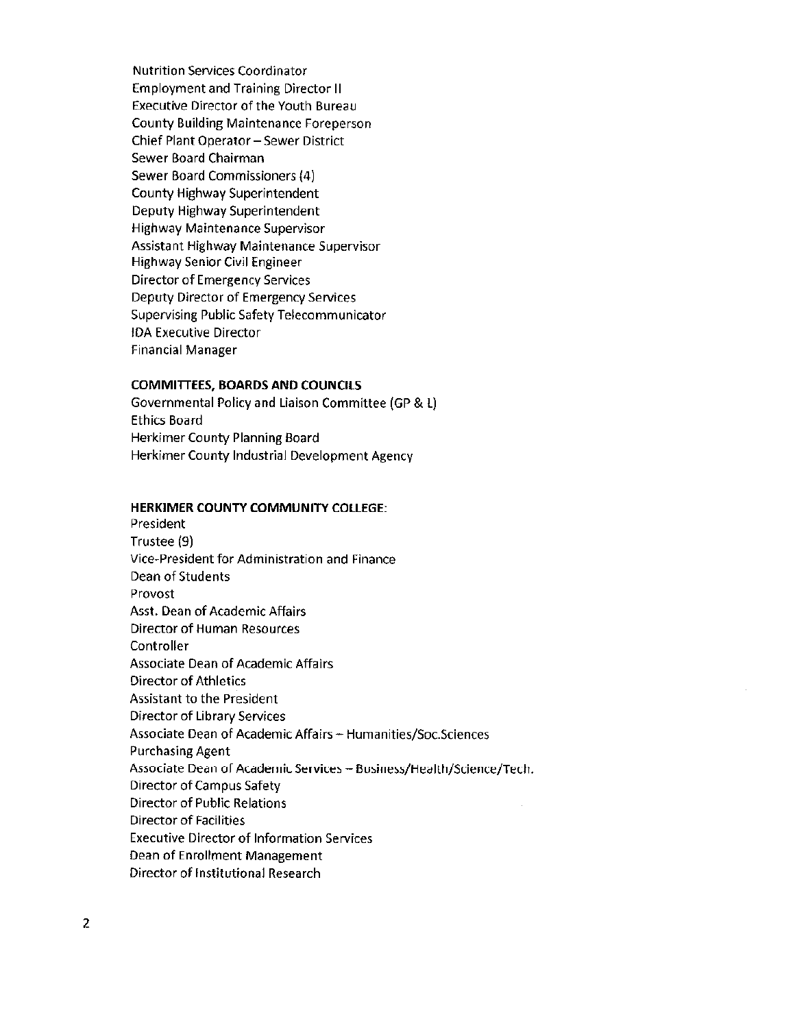Nutrition Services Coordinator
Employment and Training Director II
Executive Director of the Youth Bureau
County Building Maintenance Foreperson
Chief Plant Operator – Sewer District
Sewer Board Chairman
Sewer Board Commissioners (4)
County Highway Superintendent
Deputy Highway Superintendent
Highway Maintenance Supervisor
Assistant Highway Maintenance Supervisor
Highway Senior Civil Engineer
Director of Emergency Services
Deputy Director of Emergency Services
Supervising Public Safety Telecommunicator
IDA Executive Director
Financial Manager

**COMMITTEES, BOARDS AND COUNCILS**

Governmental Policy and Liaison Committee (GP & L)
Ethics Board
Herkimer County Planning Board
Herkimer County Industrial Development Agency

**HERKIMER COUNTY COMMUNITY COLLEGE:**

President
Trustee (9)
Vice-President for Administration and Finance
Dean of Students
Provost
Asst. Dean of Academic Affairs
Director of Human Resources
Controller
Associate Dean of Academic Affairs
Director of Athletics
Assistant to the President
Director of Library Services
Associate Dean of Academic Affairs – Humanities/Soc.Sciences
Purchasing Agent
Associate Dean of Academic Services – Business/Health/Science/Tech.
Director of Campus Safety
Director of Public Relations
Director of Facilities
Executive Director of Information Services
Dean of Enrollment Management
Director of Institutional Research